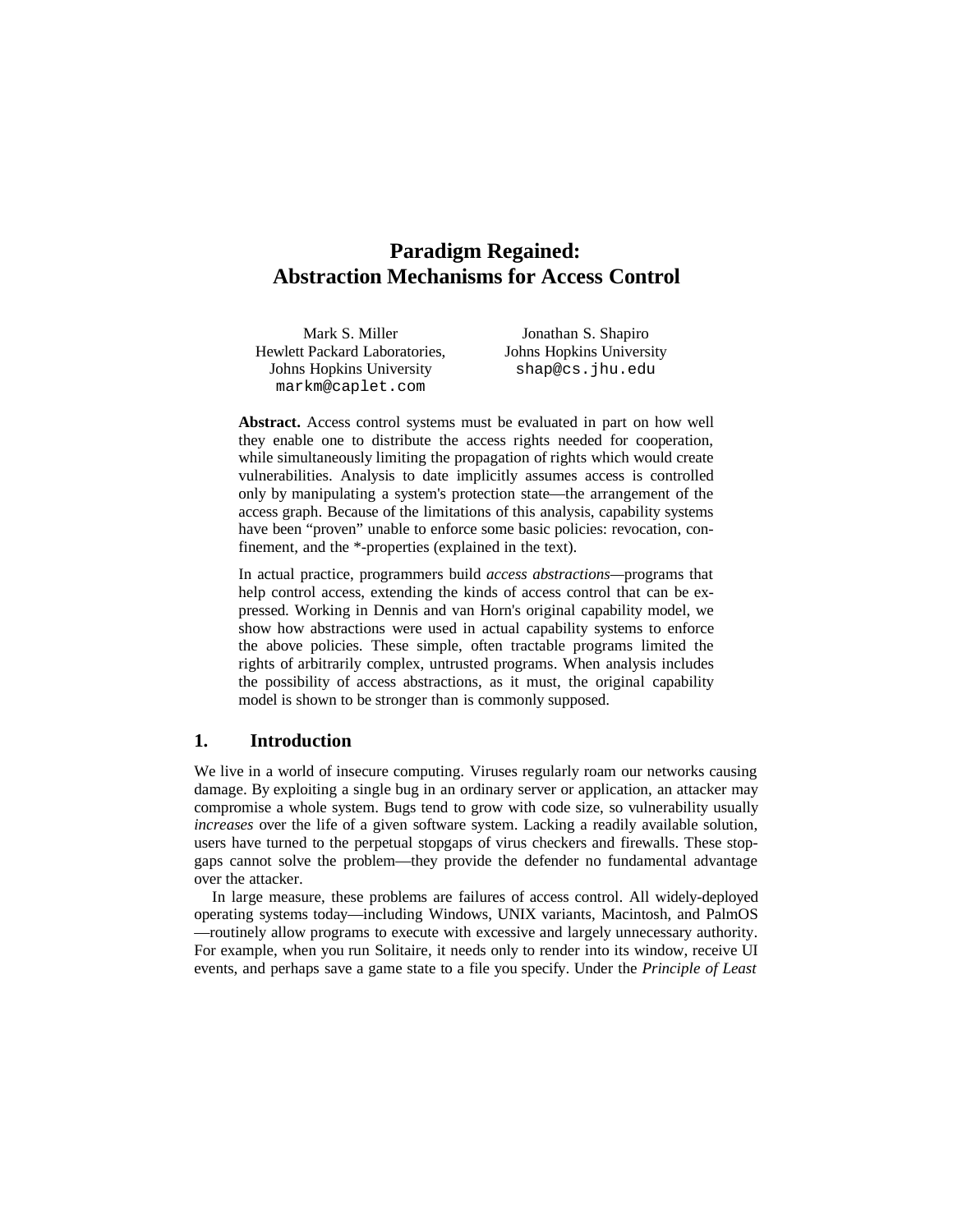# Paradigm Regained: Abstraction Mechanisms for Access Control

Mark S. Miller
Hewlett Packard Laboratories,
Johns Hopkins University
markm@caplet.com

Jonathan S. Shapiro
Johns Hopkins University
shap@cs.jhu.edu

**Abstract.** Access control systems must be evaluated in part on how well they enable one to distribute the access rights needed for cooperation, while simultaneously limiting the propagation of rights which would create vulnerabilities. Analysis to date implicitly assumes access is controlled only by manipulating a system's protection state—the arrangement of the access graph. Because of the limitations of this analysis, capability systems have been "proven" unable to enforce some basic policies: revocation, confinement, and the *-properties (explained in the text).

In actual practice, programmers build *access abstractions*—programs that help control access, extending the kinds of access control that can be expressed. Working in Dennis and van Horn's original capability model, we show how abstractions were used in actual capability systems to enforce the above policies. These simple, often tractable programs limited the rights of arbitrarily complex, untrusted programs. When analysis includes the possibility of access abstractions, as it must, the original capability model is shown to be stronger than is commonly supposed.

## 1. Introduction

We live in a world of insecure computing. Viruses regularly roam our networks causing damage. By exploiting a single bug in an ordinary server or application, an attacker may compromise a whole system. Bugs tend to grow with code size, so vulnerability usually *increases* over the life of a given software system. Lacking a readily available solution, users have turned to the perpetual stopgaps of virus checkers and firewalls. These stopgaps cannot solve the problem—they provide the defender no fundamental advantage over the attacker.

In large measure, these problems are failures of access control. All widely-deployed operating systems today—including Windows, UNIX variants, Macintosh, and PalmOS—routinely allow programs to execute with excessive and largely unnecessary authority. For example, when you run Solitaire, it needs only to render into its window, receive UI events, and perhaps save a game state to a file you specify. Under the *Principle of Least*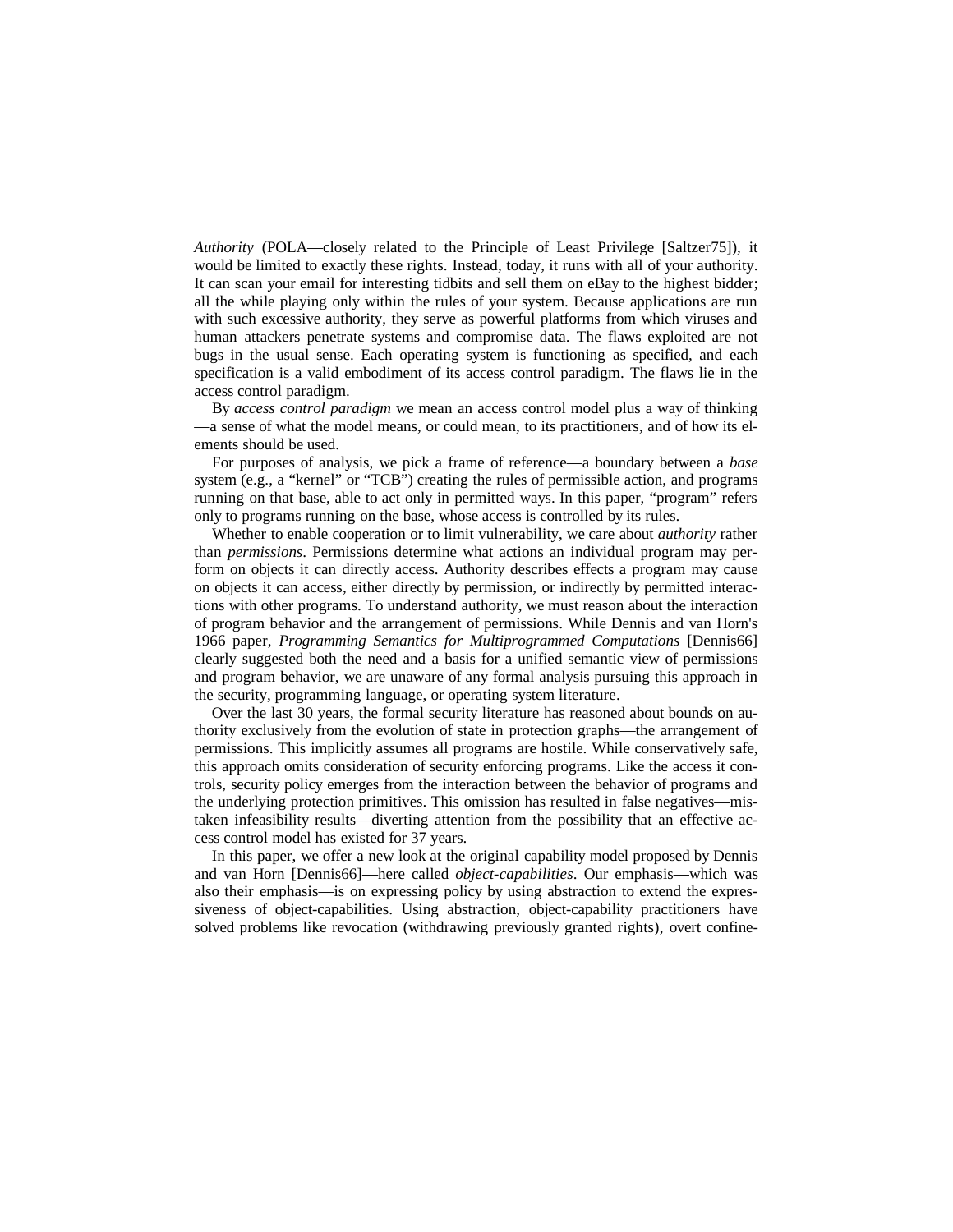*Authority* (POLA—closely related to the Principle of Least Privilege [Saltzer75]), it would be limited to exactly these rights. Instead, today, it runs with all of your authority. It can scan your email for interesting tidbits and sell them on eBay to the highest bidder; all the while playing only within the rules of your system. Because applications are run with such excessive authority, they serve as powerful platforms from which viruses and human attackers penetrate systems and compromise data. The flaws exploited are not bugs in the usual sense. Each operating system is functioning as specified, and each specification is a valid embodiment of its access control paradigm. The flaws lie in the access control paradigm.

By *access control paradigm* we mean an access control model plus a way of thinking—a sense of what the model means, or could mean, to its practitioners, and of how its elements should be used.

For purposes of analysis, we pick a frame of reference—a boundary between a *base* system (e.g., a "kernel" or "TCB") creating the rules of permissible action, and programs running on that base, able to act only in permitted ways. In this paper, "program" refers only to programs running on the base, whose access is controlled by its rules.

Whether to enable cooperation or to limit vulnerability, we care about *authority* rather than *permissions*. Permissions determine what actions an individual program may perform on objects it can directly access. Authority describes effects a program may cause on objects it can access, either directly by permission, or indirectly by permitted interactions with other programs. To understand authority, we must reason about the interaction of program behavior and the arrangement of permissions. While Dennis and van Horn's 1966 paper, *Programming Semantics for Multiprogrammed Computations* [Dennis66] clearly suggested both the need and a basis for a unified semantic view of permissions and program behavior, we are unaware of any formal analysis pursuing this approach in the security, programming language, or operating system literature.

Over the last 30 years, the formal security literature has reasoned about bounds on authority exclusively from the evolution of state in protection graphs—the arrangement of permissions. This implicitly assumes all programs are hostile. While conservatively safe, this approach omits consideration of security enforcing programs. Like the access it controls, security policy emerges from the interaction between the behavior of programs and the underlying protection primitives. This omission has resulted in false negatives—mistaken infeasibility results—diverting attention from the possibility that an effective access control model has existed for 37 years.

In this paper, we offer a new look at the original capability model proposed by Dennis and van Horn [Dennis66]—here called *object-capabilities*. Our emphasis—which was also their emphasis—is on expressing policy by using abstraction to extend the expressiveness of object-capabilities. Using abstraction, object-capability practitioners have solved problems like revocation (withdrawing previously granted rights), overt confine-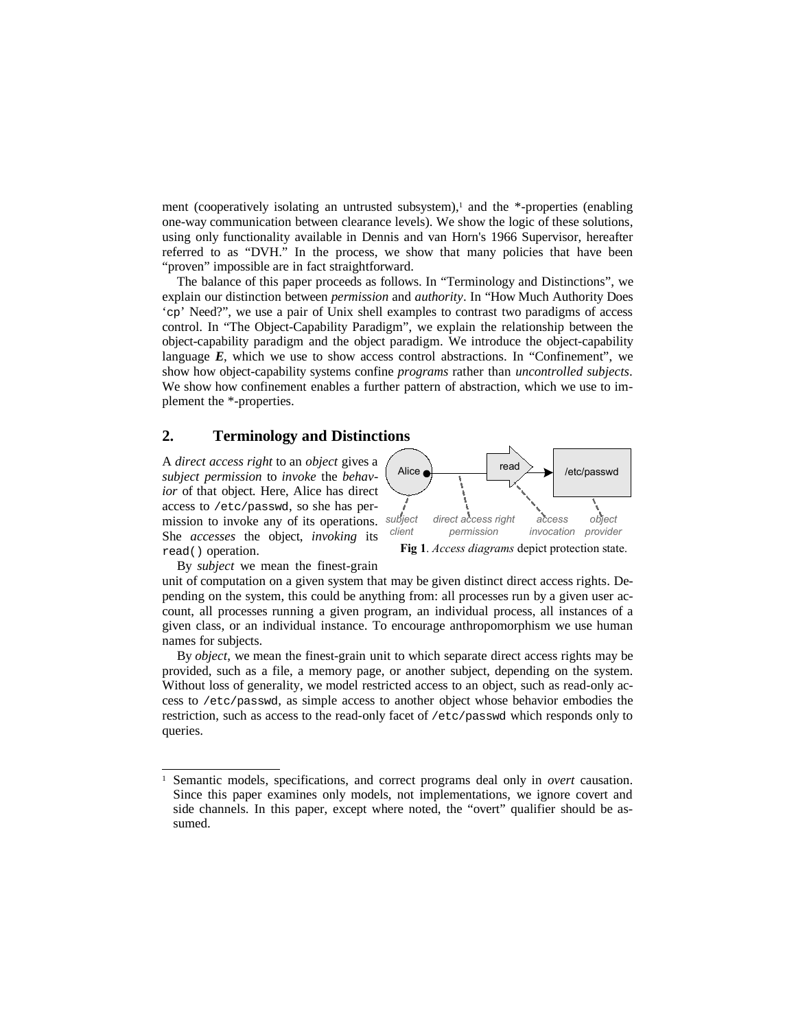ment (cooperatively isolating an untrusted subsystem),[1] and the *-properties (enabling one-way communication between clearance levels). We show the logic of these solutions, using only functionality available in Dennis and van Horn's 1966 Supervisor, hereafter referred to as "DVH." In the process, we show that many policies that have been "proven" impossible are in fact straightforward.

The balance of this paper proceeds as follows. In "Terminology and Distinctions", we explain our distinction between *permission* and *authority*. In "How Much Authority Does 'cp' Need?", we use a pair of Unix shell examples to contrast two paradigms of access control. In "The Object-Capability Paradigm", we explain the relationship between the object-capability paradigm and the object paradigm. We introduce the object-capability language ***E***, which we use to show access control abstractions. In "Confinement", we show how object-capability systems confine *programs* rather than *uncontrolled subjects*. We show how confinement enables a further pattern of abstraction, which we use to implement the *-properties.

## 2. Terminology and Distinctions

A *direct access right* to an *object* gives a *subject permission* to *invoke* the *behavior* of that object. Here, Alice has direct access to `/etc/passwd`, so she has permission to invoke any of its operations. She *accesses* the object, *invoking* its `read()` operation.

**Fig 1**. *Access diagrams* depict protection state.

By *subject* we mean the finest-grain unit of computation on a given system that may be given distinct direct access rights. Depending on the system, this could be anything from: all processes run by a given user account, all processes running a given program, an individual process, all instances of a given class, or an individual instance. To encourage anthropomorphism we use human names for subjects.

By *object*, we mean the finest-grain unit to which separate direct access rights may be provided, such as a file, a memory page, or another subject, depending on the system. Without loss of generality, we model restricted access to an object, such as read-only access to `/etc/passwd`, as simple access to another object whose behavior embodies the restriction, such as access to the read-only facet of `/etc/passwd` which responds only to queries.

---

[1] Semantic models, specifications, and correct programs deal only in *overt* causation. Since this paper examines only models, not implementations, we ignore covert and side channels. In this paper, except where noted, the "overt" qualifier should be assumed.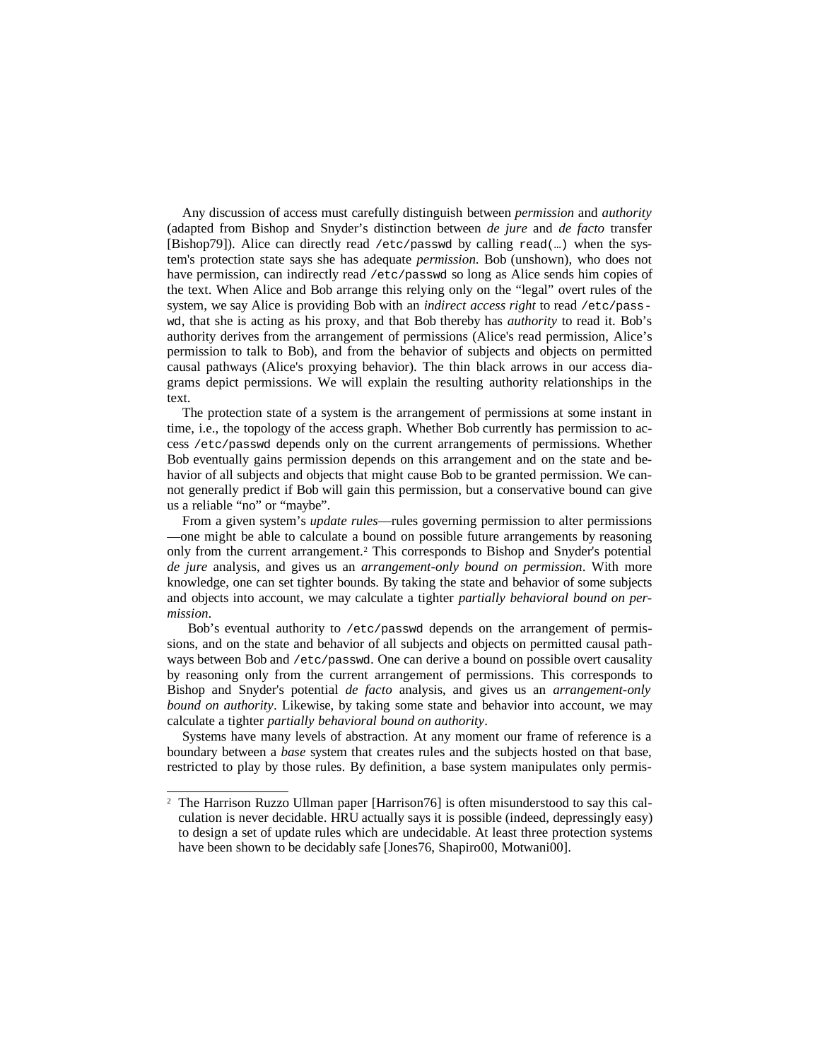Any discussion of access must carefully distinguish between *permission* and *authority* (adapted from Bishop and Snyder's distinction between *de jure* and *de facto* transfer [Bishop79]). Alice can directly read `/etc/passwd` by calling `read(…)` when the system's protection state says she has adequate *permission*. Bob (unshown), who does not have permission, can indirectly read `/etc/passwd` so long as Alice sends him copies of the text. When Alice and Bob arrange this relying only on the "legal" overt rules of the system, we say Alice is providing Bob with an *indirect access right* to read `/etc/passwd`, that she is acting as his proxy, and that Bob thereby has *authority* to read it. Bob's authority derives from the arrangement of permissions (Alice's read permission, Alice's permission to talk to Bob), and from the behavior of subjects and objects on permitted causal pathways (Alice's proxying behavior). The thin black arrows in our access diagrams depict permissions. We will explain the resulting authority relationships in the text.

The protection state of a system is the arrangement of permissions at some instant in time, i.e., the topology of the access graph. Whether Bob currently has permission to access `/etc/passwd` depends only on the current arrangements of permissions. Whether Bob eventually gains permission depends on this arrangement and on the state and behavior of all subjects and objects that might cause Bob to be granted permission. We cannot generally predict if Bob will gain this permission, but a conservative bound can give us a reliable "no" or "maybe".

From a given system's *update rules*—rules governing permission to alter permissions—one might be able to calculate a bound on possible future arrangements by reasoning only from the current arrangement.[2] This corresponds to Bishop and Snyder's potential *de jure* analysis, and gives us an *arrangement-only bound on permission*. With more knowledge, one can set tighter bounds. By taking the state and behavior of some subjects and objects into account, we may calculate a tighter *partially behavioral bound on permission*.

Bob's eventual authority to `/etc/passwd` depends on the arrangement of permissions, and on the state and behavior of all subjects and objects on permitted causal pathways between Bob and `/etc/passwd`. One can derive a bound on possible overt causality by reasoning only from the current arrangement of permissions. This corresponds to Bishop and Snyder's potential *de facto* analysis, and gives us an *arrangement-only bound on authority*. Likewise, by taking some state and behavior into account, we may calculate a tighter *partially behavioral bound on authority*.

Systems have many levels of abstraction. At any moment our frame of reference is a boundary between a *base* system that creates rules and the subjects hosted on that base, restricted to play by those rules. By definition, a base system manipulates only permis-

[2] The Harrison Ruzzo Ullman paper [Harrison76] is often misunderstood to say this calculation is never decidable. HRU actually says it is possible (indeed, depressingly easy) to design a set of update rules which are undecidable. At least three protection systems have been shown to be decidably safe [Jones76, Shapiro00, Motwani00].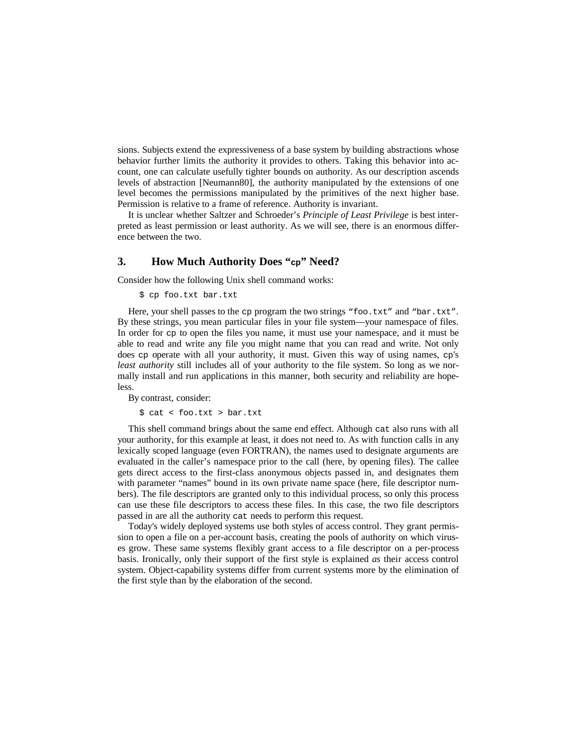sions. Subjects extend the expressiveness of a base system by building abstractions whose behavior further limits the authority it provides to others. Taking this behavior into account, one can calculate usefully tighter bounds on authority. As our description ascends levels of abstraction [Neumann80], the authority manipulated by the extensions of one level becomes the permissions manipulated by the primitives of the next higher base. Permission is relative to a frame of reference. Authority is invariant.

It is unclear whether Saltzer and Schroeder's *Principle of Least Privilege* is best interpreted as least permission or least authority. As we will see, there is an enormous difference between the two.

## 3. How Much Authority Does "`cp`" Need?

Consider how the following Unix shell command works:

```
$ cp foo.txt bar.txt
```

Here, your shell passes to the `cp` program the two strings `"foo.txt"` and `"bar.txt"`. By these strings, you mean particular files in your file system—your namespace of files. In order for `cp` to open the files you name, it must use your namespace, and it must be able to read and write any file you might name that you can read and write. Not only does `cp` operate with all your authority, it must. Given this way of using names, `cp`'s *least authority* still includes all of your authority to the file system. So long as we normally install and run applications in this manner, both security and reliability are hopeless.

By contrast, consider:

```
$ cat < foo.txt > bar.txt
```

This shell command brings about the same end effect. Although `cat` also runs with all your authority, for this example at least, it does not need to. As with function calls in any lexically scoped language (even FORTRAN), the names used to designate arguments are evaluated in the caller's namespace prior to the call (here, by opening files). The callee gets direct access to the first-class anonymous objects passed in, and designates them with parameter "names" bound in its own private name space (here, file descriptor numbers). The file descriptors are granted only to this individual process, so only this process can use these file descriptors to access these files. In this case, the two file descriptors passed in are all the authority `cat` needs to perform this request.

Today's widely deployed systems use both styles of access control. They grant permission to open a file on a per-account basis, creating the pools of authority on which viruses grow. These same systems flexibly grant access to a file descriptor on a per-process basis. Ironically, only their support of the first style is explained *as* their access control system. Object-capability systems differ from current systems more by the elimination of the first style than by the elaboration of the second.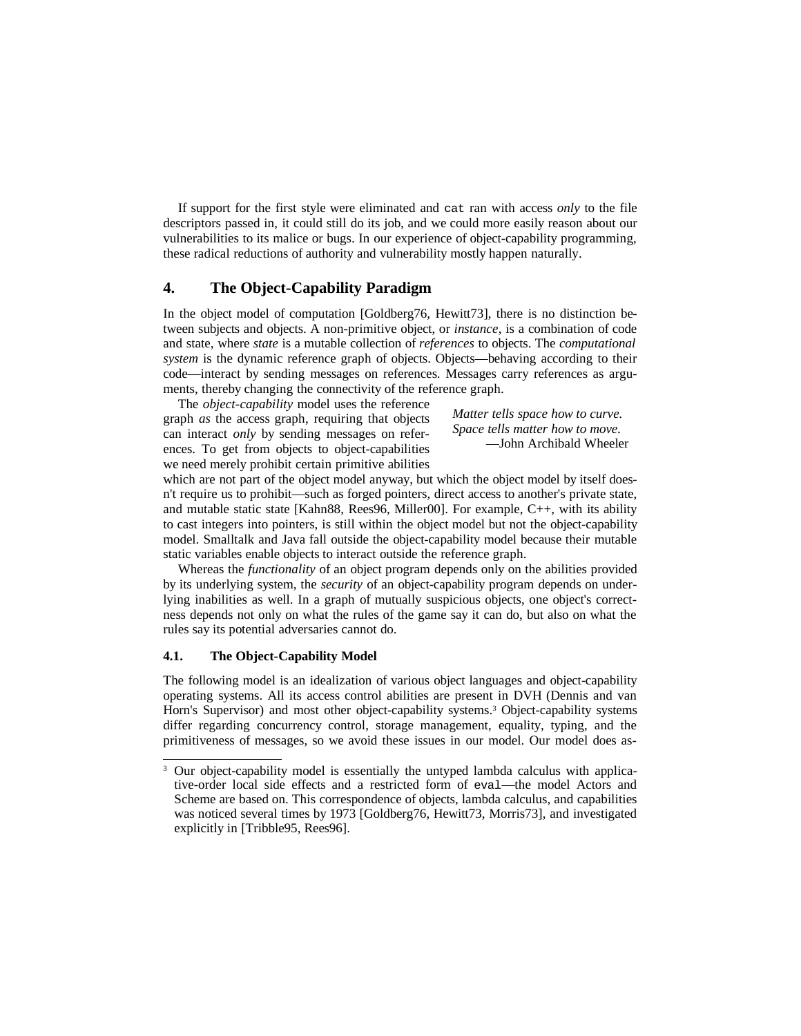If support for the first style were eliminated and `cat` ran with access *only* to the file descriptors passed in, it could still do its job, and we could more easily reason about our vulnerabilities to its malice or bugs. In our experience of object-capability programming, these radical reductions of authority and vulnerability mostly happen naturally.

## 4. The Object-Capability Paradigm

In the object model of computation [Goldberg76, Hewitt73], there is no distinction between subjects and objects. A non-primitive object, or *instance*, is a combination of code and state, where *state* is a mutable collection of *references* to objects. The *computational system* is the dynamic reference graph of objects. Objects—behaving according to their code—interact by sending messages on references. Messages carry references as arguments, thereby changing the connectivity of the reference graph.

> *Matter tells space how to curve.*
> *Space tells matter how to move.*
> —John Archibald Wheeler

The *object-capability* model uses the reference graph *as* the access graph, requiring that objects can interact *only* by sending messages on references. To get from objects to object-capabilities we need merely prohibit certain primitive abilities which are not part of the object model anyway, but which the object model by itself doesn't require us to prohibit—such as forged pointers, direct access to another's private state, and mutable static state [Kahn88, Rees96, Miller00]. For example, C++, with its ability to cast integers into pointers, is still within the object model but not the object-capability model. Smalltalk and Java fall outside the object-capability model because their mutable static variables enable objects to interact outside the reference graph.

Whereas the *functionality* of an object program depends only on the abilities provided by its underlying system, the *security* of an object-capability program depends on underlying inabilities as well. In a graph of mutually suspicious objects, one object's correctness depends not only on what the rules of the game say it can do, but also on what the rules say its potential adversaries cannot do.

### 4.1. The Object-Capability Model

The following model is an idealization of various object languages and object-capability operating systems. All its access control abilities are present in DVH (Dennis and van Horn's Supervisor) and most other object-capability systems.[3] Object-capability systems differ regarding concurrency control, storage management, equality, typing, and the primitiveness of messages, so we avoid these issues in our model. Our model does as-

[3] Our object-capability model is essentially the untyped lambda calculus with applicative-order local side effects and a restricted form of `eval`—the model Actors and Scheme are based on. This correspondence of objects, lambda calculus, and capabilities was noticed several times by 1973 [Goldberg76, Hewitt73, Morris73], and investigated explicitly in [Tribble95, Rees96].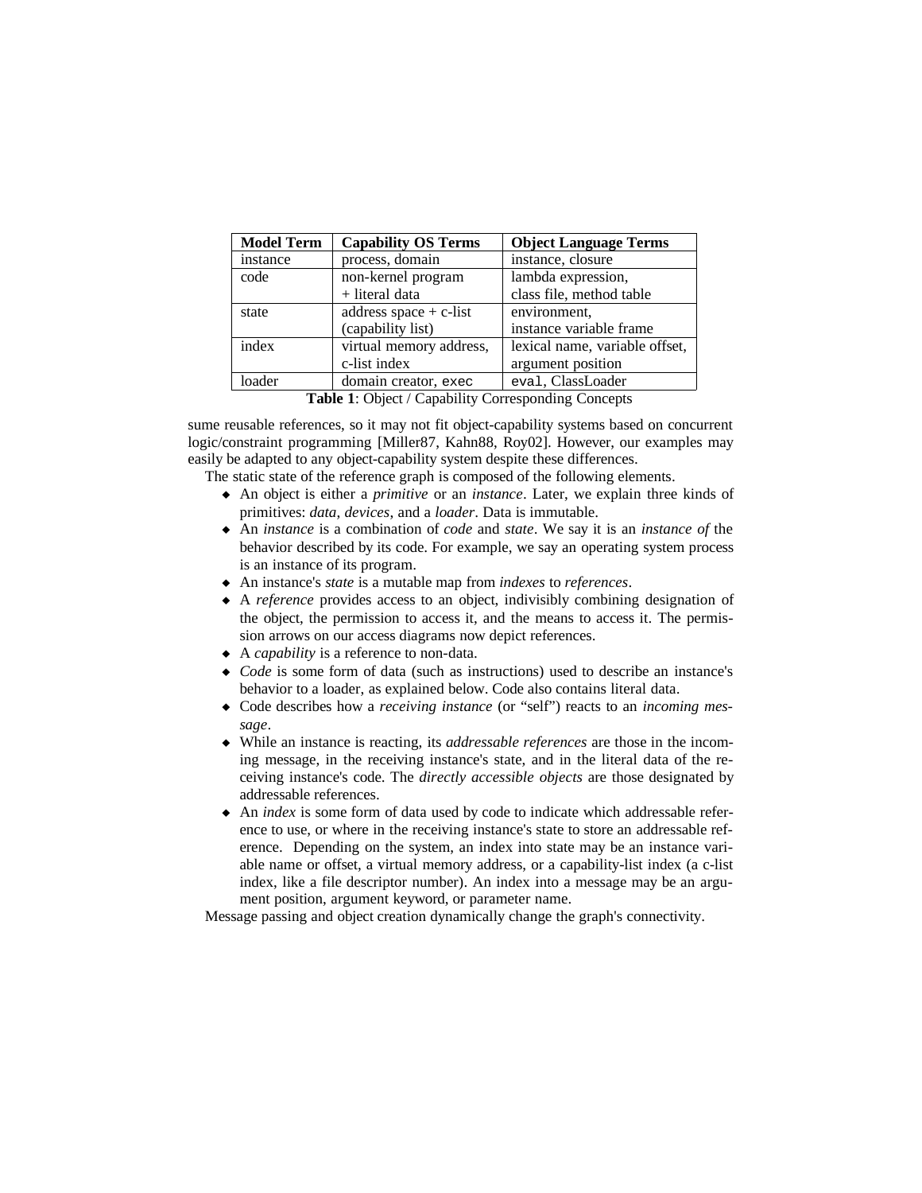| Model Term | Capability OS Terms | Object Language Terms |
|---|---|---|
| instance | process, domain | instance, closure |
| code | non-kernel program + literal data | lambda expression, class file, method table |
| state | address space + c-list (capability list) | environment, instance variable frame |
| index | virtual memory address, c-list index | lexical name, variable offset, argument position |
| loader | domain creator, `exec` | `eval`, ClassLoader |

**Table 1**: Object / Capability Corresponding Concepts

sume reusable references, so it may not fit object-capability systems based on concurrent logic/constraint programming [Miller87, Kahn88, Roy02]. However, our examples may easily be adapted to any object-capability system despite these differences.

The static state of the reference graph is composed of the following elements.

- An object is either a *primitive* or an *instance*. Later, we explain three kinds of primitives: *data*, *devices*, and a *loader*. Data is immutable.
- An *instance* is a combination of *code* and *state*. We say it is an *instance of* the behavior described by its code. For example, we say an operating system process is an instance of its program.
- An instance's *state* is a mutable map from *indexes* to *references*.
- A *reference* provides access to an object, indivisibly combining designation of the object, the permission to access it, and the means to access it. The permission arrows on our access diagrams now depict references.
- A *capability* is a reference to non-data.
- *Code* is some form of data (such as instructions) used to describe an instance's behavior to a loader, as explained below. Code also contains literal data.
- Code describes how a *receiving instance* (or "self") reacts to an *incoming message*.
- While an instance is reacting, its *addressable references* are those in the incoming message, in the receiving instance's state, and in the literal data of the receiving instance's code. The *directly accessible objects* are those designated by addressable references.
- An *index* is some form of data used by code to indicate which addressable reference to use, or where in the receiving instance's state to store an addressable reference. Depending on the system, an index into state may be an instance variable name or offset, a virtual memory address, or a capability-list index (a c-list index, like a file descriptor number). An index into a message may be an argument position, argument keyword, or parameter name.

Message passing and object creation dynamically change the graph's connectivity.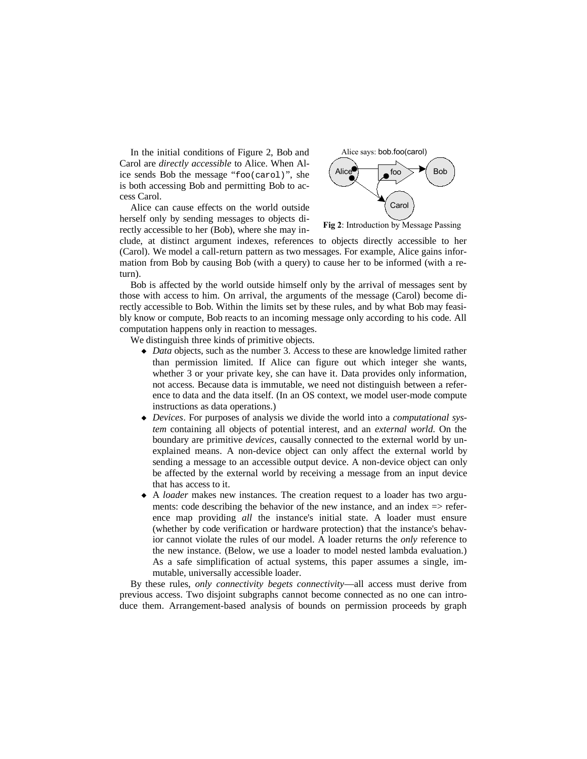In the initial conditions of Figure 2, Bob and Carol are *directly accessible* to Alice. When Alice sends Bob the message "`foo(carol)`", she is both accessing Bob and permitting Bob to access Carol.

Alice can cause effects on the world outside herself only by sending messages to objects directly accessible to her (Bob), where she may include, at distinct argument indexes, references to objects directly accessible to her (Carol). We model a call-return pattern as two messages. For example, Alice gains information from Bob by causing Bob (with a query) to cause her to be informed (with a return).

Alice says: bob.foo(carol)

**Fig 2**: Introduction by Message Passing

Bob is affected by the world outside himself only by the arrival of messages sent by those with access to him. On arrival, the arguments of the message (Carol) become directly accessible to Bob. Within the limits set by these rules, and by what Bob may feasibly know or compute, Bob reacts to an incoming message only according to his code. All computation happens only in reaction to messages.

We distinguish three kinds of primitive objects.

- *Data* objects, such as the number 3. Access to these are knowledge limited rather than permission limited. If Alice can figure out which integer she wants, whether 3 or your private key, she can have it. Data provides only information, not access. Because data is immutable, we need not distinguish between a reference to data and the data itself. (In an OS context, we model user-mode compute instructions as data operations.)
- *Devices*. For purposes of analysis we divide the world into a *computational system* containing all objects of potential interest, and an *external world*. On the boundary are primitive *devices*, causally connected to the external world by unexplained means. A non-device object can only affect the external world by sending a message to an accessible output device. A non-device object can only be affected by the external world by receiving a message from an input device that has access to it.
- A *loader* makes new instances. The creation request to a loader has two arguments: code describing the behavior of the new instance, and an index => reference map providing *all* the instance's initial state. A loader must ensure (whether by code verification or hardware protection) that the instance's behavior cannot violate the rules of our model. A loader returns the *only* reference to the new instance. (Below, we use a loader to model nested lambda evaluation.) As a safe simplification of actual systems, this paper assumes a single, immutable, universally accessible loader.

By these rules, *only connectivity begets connectivity*—all access must derive from previous access. Two disjoint subgraphs cannot become connected as no one can introduce them. Arrangement-based analysis of bounds on permission proceeds by graph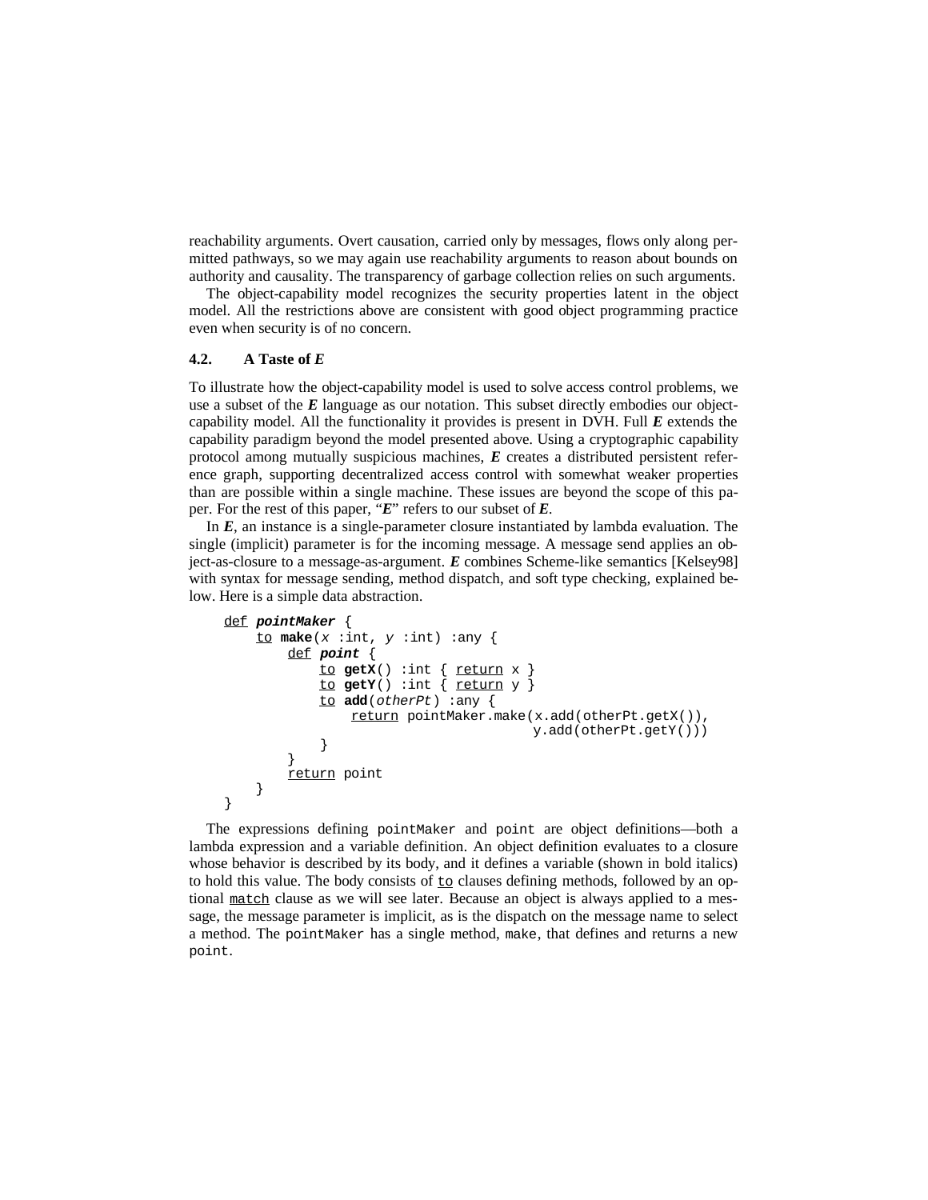reachability arguments. Overt causation, carried only by messages, flows only along permitted pathways, so we may again use reachability arguments to reason about bounds on authority and causality. The transparency of garbage collection relies on such arguments.

The object-capability model recognizes the security properties latent in the object model. All the restrictions above are consistent with good object programming practice even when security is of no concern.

### 4.2. A Taste of *E*

To illustrate how the object-capability model is used to solve access control problems, we use a subset of the ***E*** language as our notation. This subset directly embodies our object-capability model. All the functionality it provides is present in DVH. Full ***E*** extends the capability paradigm beyond the model presented above. Using a cryptographic capability protocol among mutually suspicious machines, ***E*** creates a distributed persistent reference graph, supporting decentralized access control with somewhat weaker properties than are possible within a single machine. These issues are beyond the scope of this paper. For the rest of this paper, "***E***" refers to our subset of ***E***.

In ***E***, an instance is a single-parameter closure instantiated by lambda evaluation. The single (implicit) parameter is for the incoming message. A message send applies an object-as-closure to a message-as-argument. ***E*** combines Scheme-like semantics [Kelsey98] with syntax for message sending, method dispatch, and soft type checking, explained below. Here is a simple data abstraction.

```
def pointMaker {
    to make(x :int, y :int) :any {
        def point {
            to getX() :int { return x }
            to getY() :int { return y }
            to add(otherPt) :any {
                return pointMaker.make(x.add(otherPt.getX()),
                                       y.add(otherPt.getY()))
            }
        }
        return point
    }
}
```

The expressions defining `pointMaker` and `point` are object definitions—both a lambda expression and a variable definition. An object definition evaluates to a closure whose behavior is described by its body, and it defines a variable (shown in bold italics) to hold this value. The body consists of `to` clauses defining methods, followed by an optional `match` clause as we will see later. Because an object is always applied to a message, the message parameter is implicit, as is the dispatch on the message name to select a method. The `pointMaker` has a single method, `make`, that defines and returns a new `point`.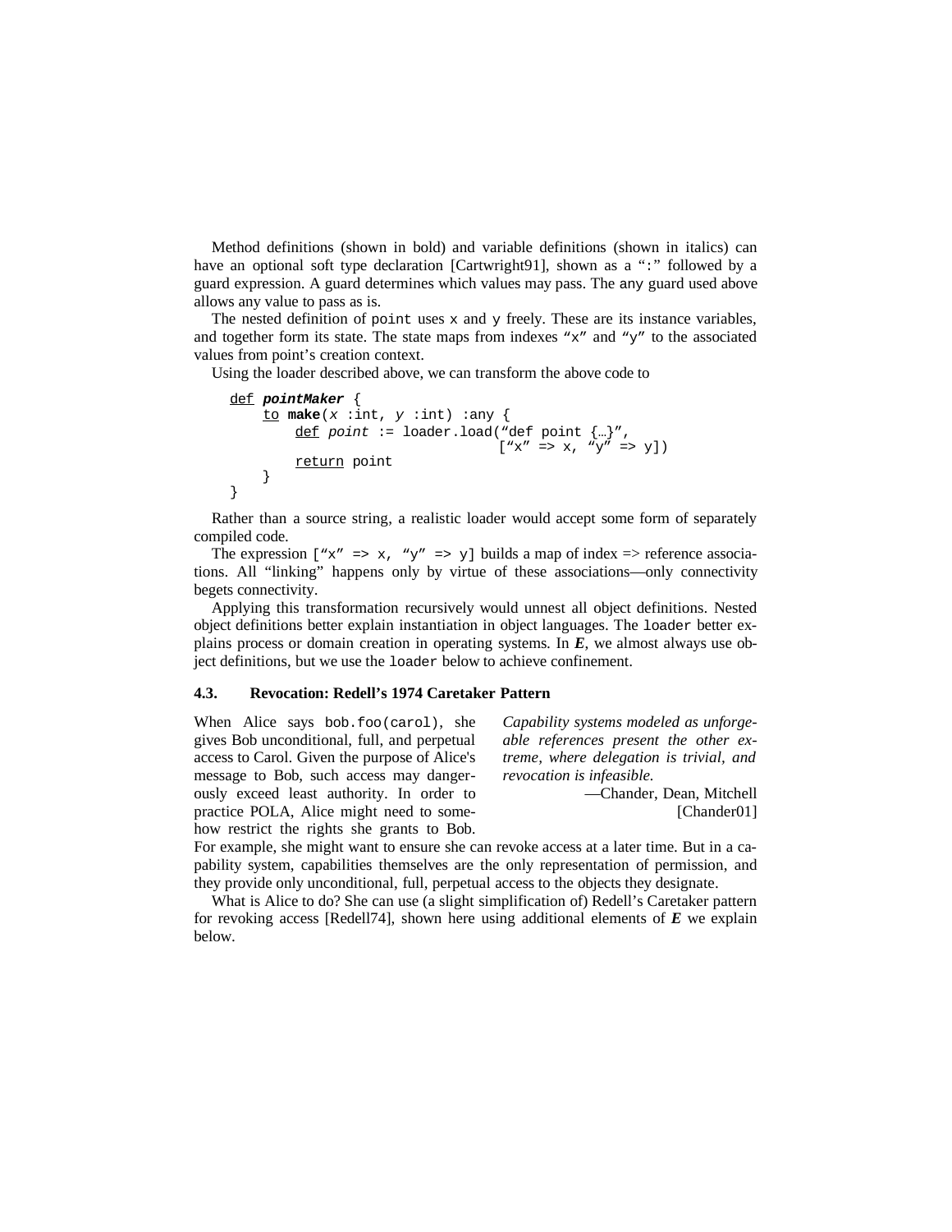Method definitions (shown in bold) and variable definitions (shown in italics) can have an optional soft type declaration [Cartwright91], shown as a ":" followed by a guard expression. A guard determines which values may pass. The any guard used above allows any value to pass as is.

The nested definition of point uses x and y freely. These are its instance variables, and together form its state. The state maps from indexes "x" and "y" to the associated values from point's creation context.

Using the loader described above, we can transform the above code to

```
def pointMaker {
    to make(x :int, y :int) :any {
        def point := loader.load("def point {…}",
                                 ["x" => x, "y" => y])
        return point
    }
}
```

Rather than a source string, a realistic loader would accept some form of separately compiled code.

The expression ["x" => x, "y" => y] builds a map of index => reference associations. All "linking" happens only by virtue of these associations—only connectivity begets connectivity.

Applying this transformation recursively would unnest all object definitions. Nested object definitions better explain instantiation in object languages. The loader better explains process or domain creation in operating systems. In ***E***, we almost always use object definitions, but we use the loader below to achieve confinement.

### 4.3. Revocation: Redell's 1974 Caretaker Pattern

> *Capability systems modeled as unforgeable references present the other extreme, where delegation is trivial, and revocation is infeasible.*
>
> —Chander, Dean, Mitchell [Chander01]

When Alice says bob.foo(carol), she gives Bob unconditional, full, and perpetual access to Carol. Given the purpose of Alice's message to Bob, such access may dangerously exceed least authority. In order to practice POLA, Alice might need to somehow restrict the rights she grants to Bob. For example, she might want to ensure she can revoke access at a later time. But in a capability system, capabilities themselves are the only representation of permission, and they provide only unconditional, full, perpetual access to the objects they designate.

What is Alice to do? She can use (a slight simplification of) Redell's Caretaker pattern for revoking access [Redell74], shown here using additional elements of ***E*** we explain below.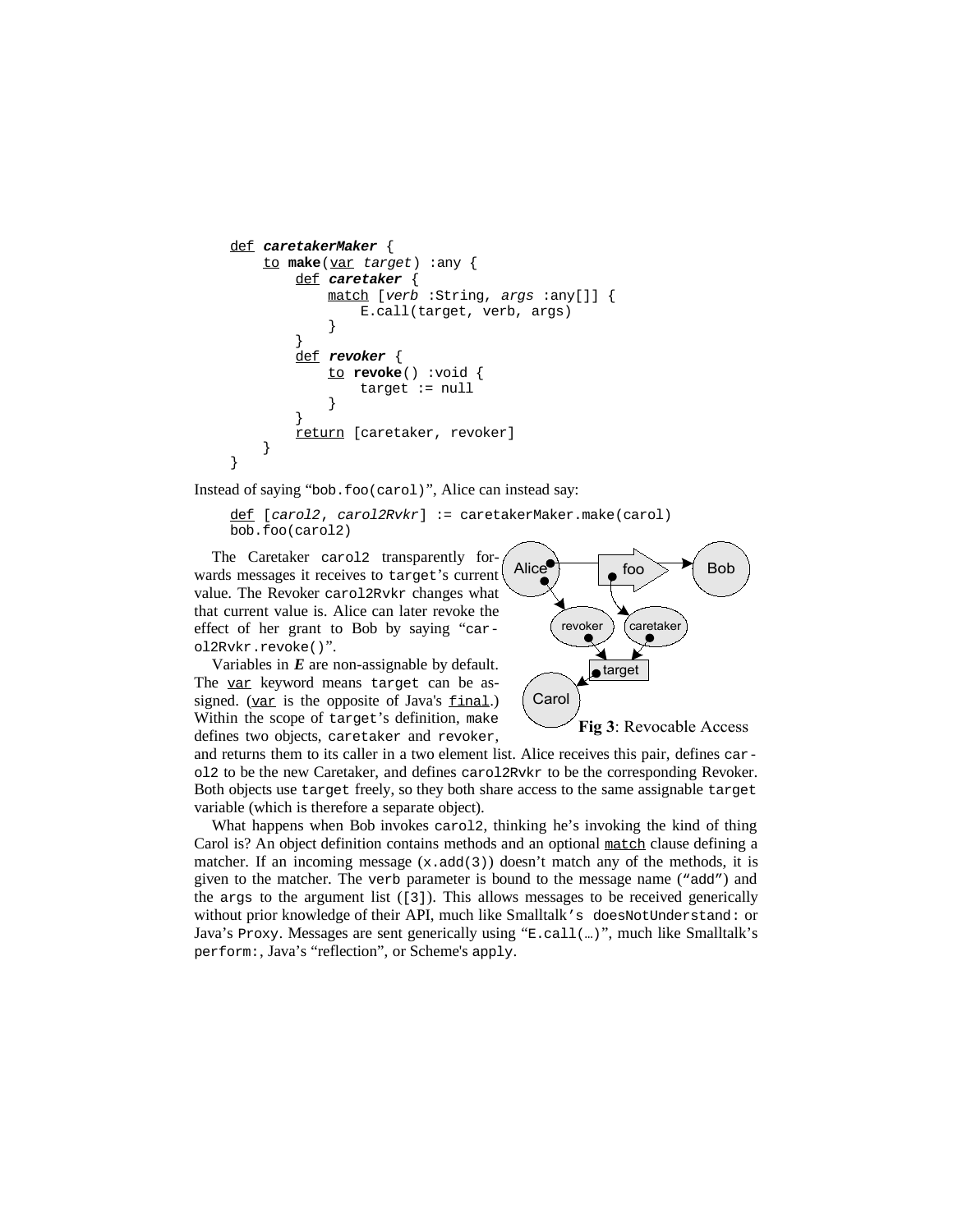```
def caretakerMaker {
    to make(var target) :any {
        def caretaker {
            match [verb :String, args :any[]] {
                E.call(target, verb, args)
            }
        }
        def revoker {
            to revoke() :void {
                target := null
            }
        }
        return [caretaker, revoker]
    }
}
```

Instead of saying "`bob.foo(carol)`", Alice can instead say:

```
def [carol2, carol2Rvkr] := caretakerMaker.make(carol)
bob.foo(carol2)
```

The Caretaker `carol2` transparently forwards messages it receives to `target`'s current value. The Revoker `carol2Rvkr` changes what that current value is. Alice can later revoke the effect of her grant to Bob by saying "`carol2Rvkr.revoke()`".

**Fig 3**: Revocable Access

Variables in ***E*** are non-assignable by default. The `var` keyword means `target` can be assigned. (`var` is the opposite of Java's `final`.) Within the scope of `target`'s definition, `make` defines two objects, `caretaker` and `revoker`, and returns them to its caller in a two element list. Alice receives this pair, defines `carol2` to be the new Caretaker, and defines `carol2Rvkr` to be the corresponding Revoker. Both objects use `target` freely, so they both share access to the same assignable `target` variable (which is therefore a separate object).

What happens when Bob invokes `carol2`, thinking he's invoking the kind of thing Carol is? An object definition contains methods and an optional `match` clause defining a matcher. If an incoming message (`x.add(3)`) doesn't match any of the methods, it is given to the matcher. The `verb` parameter is bound to the message name (`"add"`) and the `args` to the argument list (`[3]`). This allows messages to be received generically without prior knowledge of their API, much like Smalltalk's `doesNotUnderstand:` or Java's `Proxy`. Messages are sent generically using "`E.call(…)`", much like Smalltalk's `perform:`, Java's "reflection", or Scheme's `apply`.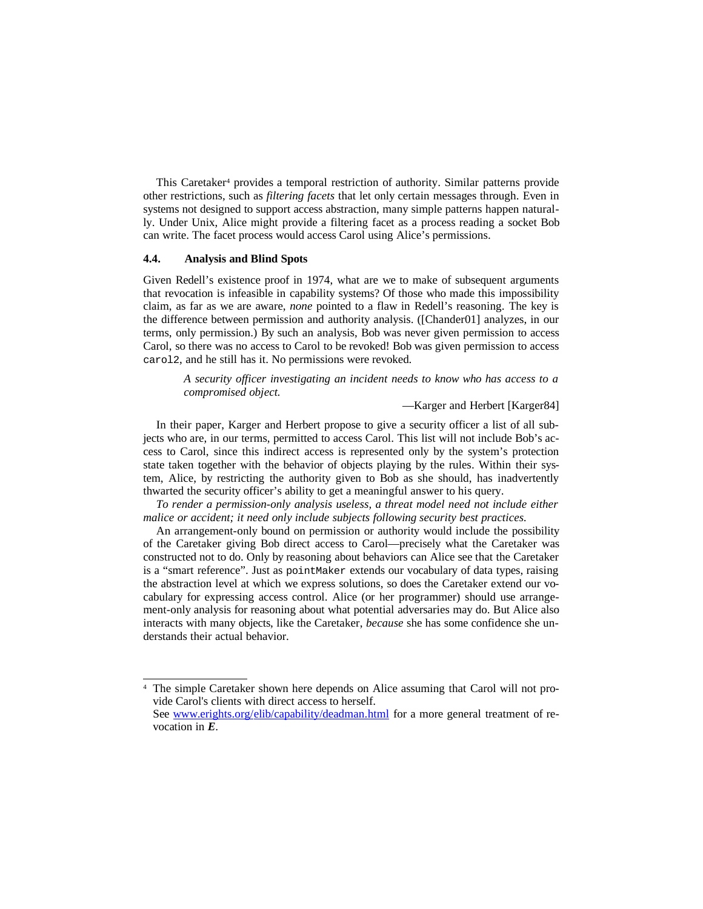This Caretaker[4] provides a temporal restriction of authority. Similar patterns provide other restrictions, such as *filtering facets* that let only certain messages through. Even in systems not designed to support access abstraction, many simple patterns happen naturally. Under Unix, Alice might provide a filtering facet as a process reading a socket Bob can write. The facet process would access Carol using Alice's permissions.

### 4.4. Analysis and Blind Spots

Given Redell's existence proof in 1974, what are we to make of subsequent arguments that revocation is infeasible in capability systems? Of those who made this impossibility claim, as far as we are aware, *none* pointed to a flaw in Redell's reasoning. The key is the difference between permission and authority analysis. ([Chander01] analyzes, in our terms, only permission.) By such an analysis, Bob was never given permission to access Carol, so there was no access to Carol to be revoked! Bob was given permission to access `carol2`, and he still has it. No permissions were revoked.

> *A security officer investigating an incident needs to know who has access to a compromised object.*
>
> —Karger and Herbert [Karger84]

In their paper, Karger and Herbert propose to give a security officer a list of all subjects who are, in our terms, permitted to access Carol. This list will not include Bob's access to Carol, since this indirect access is represented only by the system's protection state taken together with the behavior of objects playing by the rules. Within their system, Alice, by restricting the authority given to Bob as she should, has inadvertently thwarted the security officer's ability to get a meaningful answer to his query.

*To render a permission-only analysis useless, a threat model need not include either malice or accident; it need only include subjects following security best practices.*

An arrangement-only bound on permission or authority would include the possibility of the Caretaker giving Bob direct access to Carol—precisely what the Caretaker was constructed not to do. Only by reasoning about behaviors can Alice see that the Caretaker is a "smart reference". Just as `pointMaker` extends our vocabulary of data types, raising the abstraction level at which we express solutions, so does the Caretaker extend our vocabulary for expressing access control. Alice (or her programmer) should use arrangement-only analysis for reasoning about what potential adversaries may do. But Alice also interacts with many objects, like the Caretaker, *because* she has some confidence she understands their actual behavior.

---

[4] The simple Caretaker shown here depends on Alice assuming that Carol will not provide Carol's clients with direct access to herself. See www.erights.org/elib/capability/deadman.html for a more general treatment of revocation in ***E***.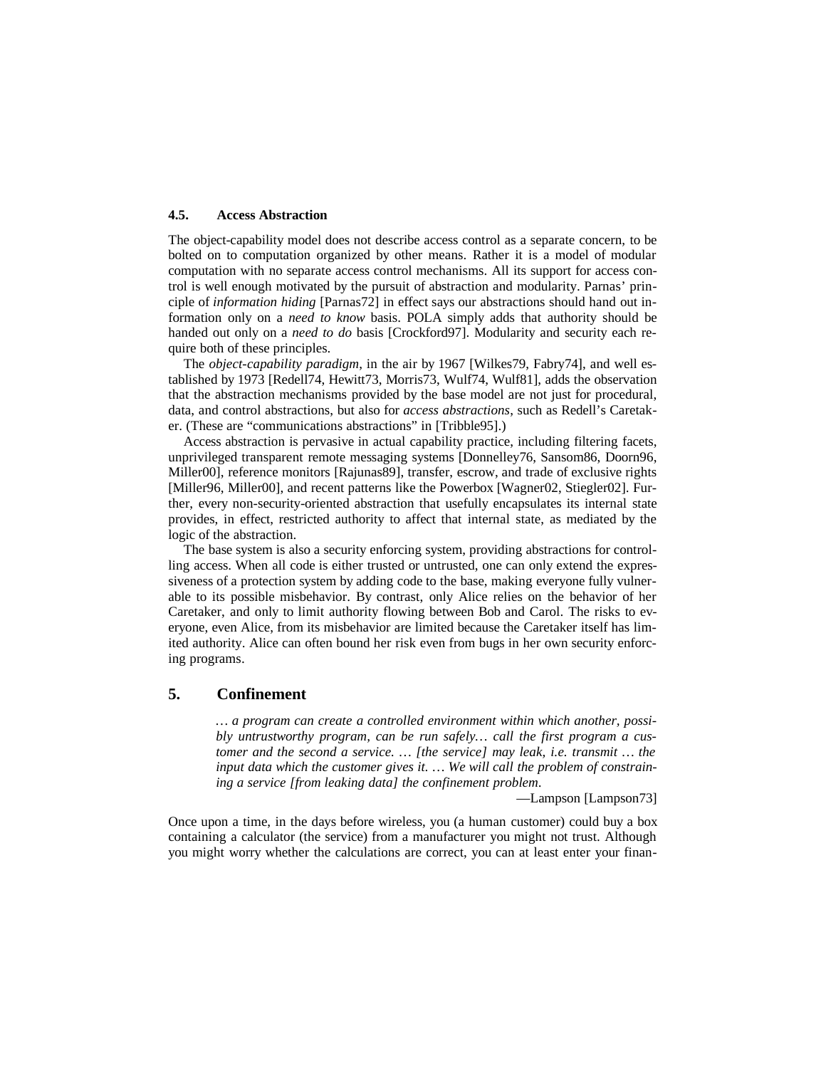### 4.5. Access Abstraction

The object-capability model does not describe access control as a separate concern, to be bolted on to computation organized by other means. Rather it is a model of modular computation with no separate access control mechanisms. All its support for access control is well enough motivated by the pursuit of abstraction and modularity. Parnas' principle of *information hiding* [Parnas72] in effect says our abstractions should hand out information only on a *need to know* basis. POLA simply adds that authority should be handed out only on a *need to do* basis [Crockford97]. Modularity and security each require both of these principles.

The *object-capability paradigm*, in the air by 1967 [Wilkes79, Fabry74], and well established by 1973 [Redell74, Hewitt73, Morris73, Wulf74, Wulf81], adds the observation that the abstraction mechanisms provided by the base model are not just for procedural, data, and control abstractions, but also for *access abstractions*, such as Redell's Caretaker. (These are "communications abstractions" in [Tribble95].)

Access abstraction is pervasive in actual capability practice, including filtering facets, unprivileged transparent remote messaging systems [Donnelley76, Sansom86, Doorn96, Miller00], reference monitors [Rajunas89], transfer, escrow, and trade of exclusive rights [Miller96, Miller00], and recent patterns like the Powerbox [Wagner02, Stiegler02]. Further, every non-security-oriented abstraction that usefully encapsulates its internal state provides, in effect, restricted authority to affect that internal state, as mediated by the logic of the abstraction.

The base system is also a security enforcing system, providing abstractions for controlling access. When all code is either trusted or untrusted, one can only extend the expressiveness of a protection system by adding code to the base, making everyone fully vulnerable to its possible misbehavior. By contrast, only Alice relies on the behavior of her Caretaker, and only to limit authority flowing between Bob and Carol. The risks to everyone, even Alice, from its misbehavior are limited because the Caretaker itself has limited authority. Alice can often bound her risk even from bugs in her own security enforcing programs.

## 5. Confinement

> *… a program can create a controlled environment within which another, possibly untrustworthy program, can be run safely… call the first program a customer and the second a service. … [the service] may leak, i.e. transmit … the input data which the customer gives it. … We will call the problem of constraining a service [from leaking data] the confinement problem.*
>
> —Lampson [Lampson73]

Once upon a time, in the days before wireless, you (a human customer) could buy a box containing a calculator (the service) from a manufacturer you might not trust. Although you might worry whether the calculations are correct, you can at least enter your finan-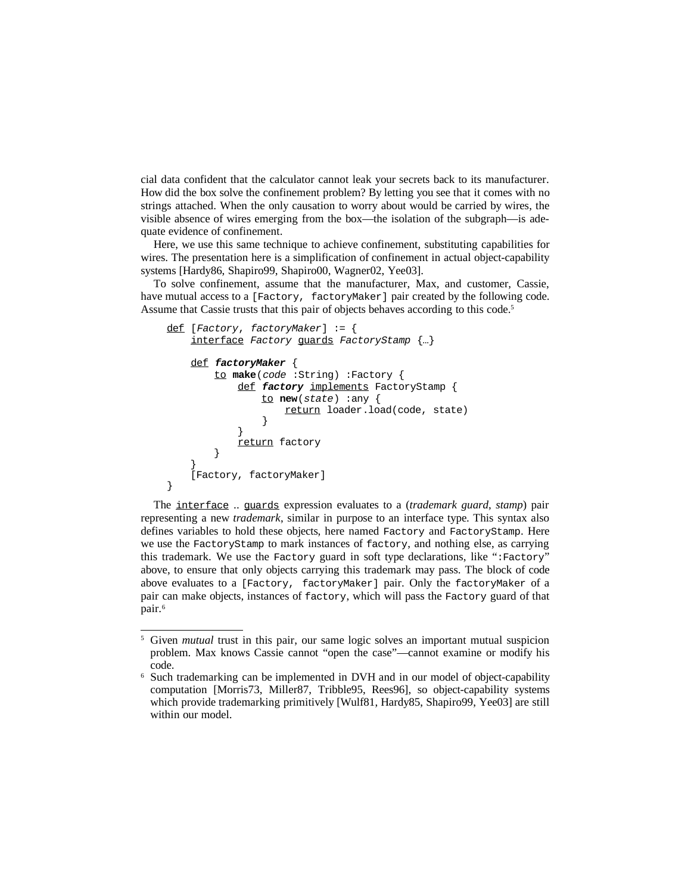cial data confident that the calculator cannot leak your secrets back to its manufacturer. How did the box solve the confinement problem? By letting you see that it comes with no strings attached. When the only causation to worry about would be carried by wires, the visible absence of wires emerging from the box—the isolation of the subgraph—is adequate evidence of confinement.

Here, we use this same technique to achieve confinement, substituting capabilities for wires. The presentation here is a simplification of confinement in actual object-capability systems [Hardy86, Shapiro99, Shapiro00, Wagner02, Yee03].

To solve confinement, assume that the manufacturer, Max, and customer, Cassie, have mutual access to a `[Factory, factoryMaker]` pair created by the following code. Assume that Cassie trusts that this pair of objects behaves according to this code.[5]

```
def [Factory, factoryMaker] := {
    interface Factory guards FactoryStamp {…}

    def factoryMaker {
        to make(code :String) :Factory {
            def factory implements FactoryStamp {
                to new(state) :any {
                    return loader.load(code, state)
                }
            }
            return factory
        }
    }
    [Factory, factoryMaker]
}
```

The `interface .. guards` expression evaluates to a (*trademark guard*, *stamp*) pair representing a new *trademark*, similar in purpose to an interface type. This syntax also defines variables to hold these objects, here named `Factory` and `FactoryStamp`. Here we use the `FactoryStamp` to mark instances of `factory`, and nothing else, as carrying this trademark. We use the `Factory` guard in soft type declarations, like "`:Factory`" above, to ensure that only objects carrying this trademark may pass. The block of code above evaluates to a `[Factory, factoryMaker]` pair. Only the `factoryMaker` of a pair can make objects, instances of `factory`, which will pass the `Factory` guard of that pair.[6]

---

[5] Given *mutual* trust in this pair, our same logic solves an important mutual suspicion problem. Max knows Cassie cannot "open the case"—cannot examine or modify his code.

[6] Such trademarking can be implemented in DVH and in our model of object-capability computation [Morris73, Miller87, Tribble95, Rees96], so object-capability systems which provide trademarking primitively [Wulf81, Hardy85, Shapiro99, Yee03] are still within our model.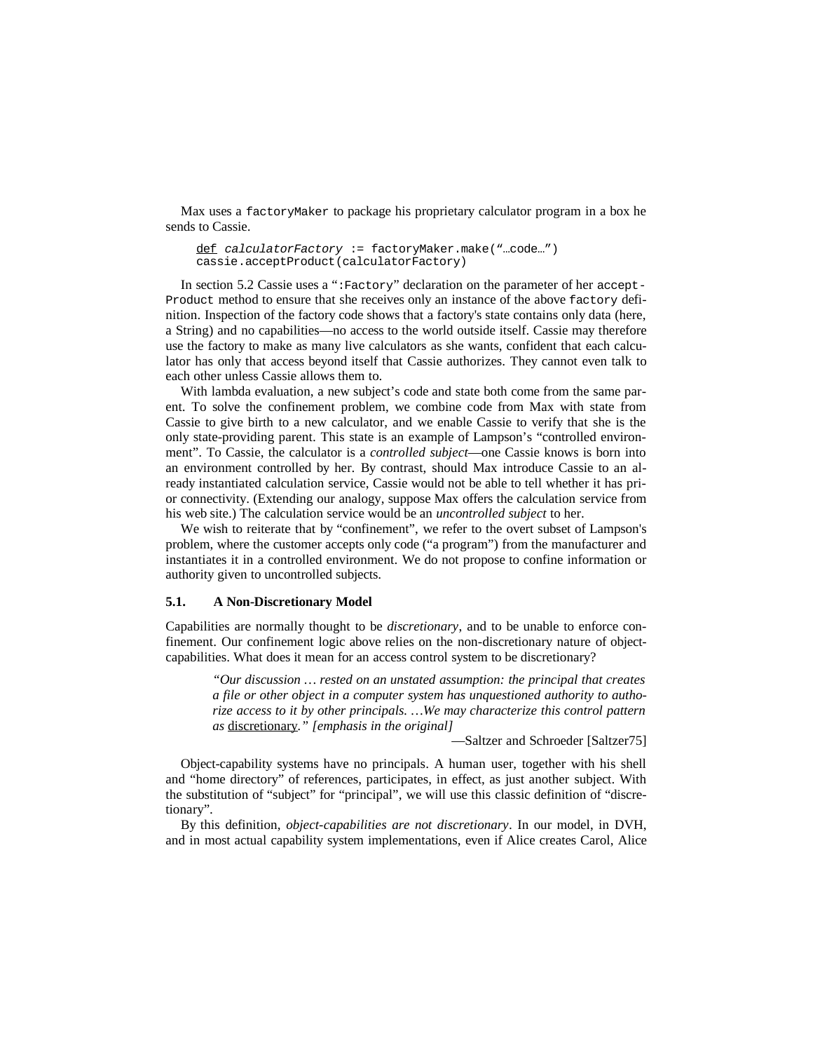Max uses a `factoryMaker` to package his proprietary calculator program in a box he sends to Cassie.

```
def calculatorFactory := factoryMaker.make("…code…")
cassie.acceptProduct(calculatorFactory)
```

In section 5.2 Cassie uses a "`:Factory`" declaration on the parameter of her `acceptProduct` method to ensure that she receives only an instance of the above `factory` definition. Inspection of the factory code shows that a factory's state contains only data (here, a String) and no capabilities—no access to the world outside itself. Cassie may therefore use the factory to make as many live calculators as she wants, confident that each calculator has only that access beyond itself that Cassie authorizes. They cannot even talk to each other unless Cassie allows them to.

With lambda evaluation, a new subject's code and state both come from the same parent. To solve the confinement problem, we combine code from Max with state from Cassie to give birth to a new calculator, and we enable Cassie to verify that she is the only state-providing parent. This state is an example of Lampson's "controlled environment". To Cassie, the calculator is a *controlled subject*—one Cassie knows is born into an environment controlled by her. By contrast, should Max introduce Cassie to an already instantiated calculation service, Cassie would not be able to tell whether it has prior connectivity. (Extending our analogy, suppose Max offers the calculation service from his web site.) The calculation service would be an *uncontrolled subject* to her.

We wish to reiterate that by "confinement", we refer to the overt subset of Lampson's problem, where the customer accepts only code ("a program") from the manufacturer and instantiates it in a controlled environment. We do not propose to confine information or authority given to uncontrolled subjects.

### 5.1. A Non-Discretionary Model

Capabilities are normally thought to be *discretionary*, and to be unable to enforce confinement. Our confinement logic above relies on the non-discretionary nature of object-capabilities. What does it mean for an access control system to be discretionary?

> *"Our discussion … rested on an unstated assumption: the principal that creates a file or other object in a computer system has unquestioned authority to authorize access to it by other principals. …We may characterize this control pattern as* discretionary*." [emphasis in the original]*
>
> —Saltzer and Schroeder [Saltzer75]

Object-capability systems have no principals. A human user, together with his shell and "home directory" of references, participates, in effect, as just another subject. With the substitution of "subject" for "principal", we will use this classic definition of "discretionary".

By this definition, *object-capabilities are not discretionary*. In our model, in DVH, and in most actual capability system implementations, even if Alice creates Carol, Alice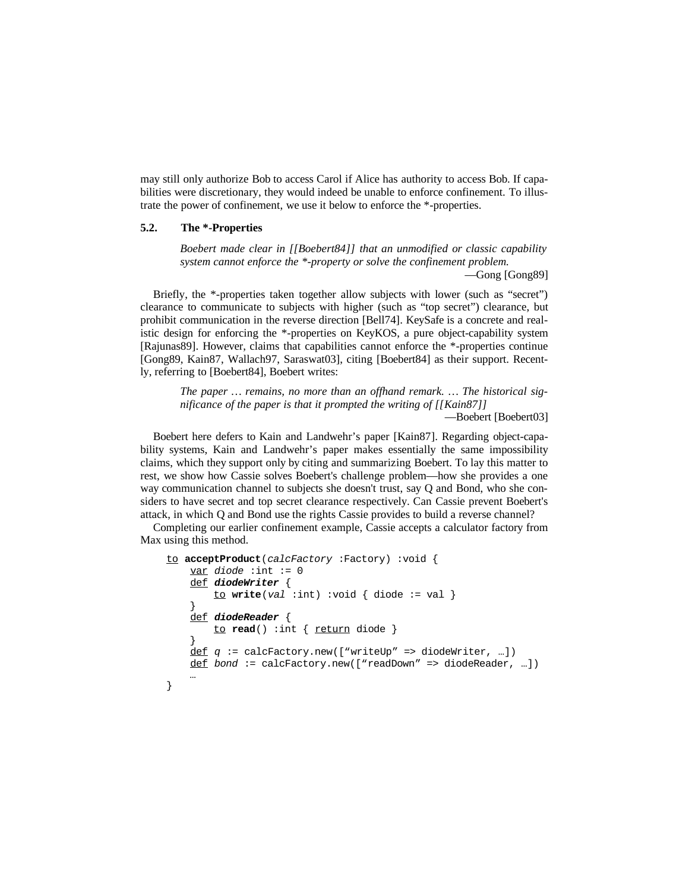may still only authorize Bob to access Carol if Alice has authority to access Bob. If capabilities were discretionary, they would indeed be unable to enforce confinement. To illustrate the power of confinement, we use it below to enforce the *-properties.

### 5.2. The *-Properties

> *Boebert made clear in [[Boebert84]] that an unmodified or classic capability system cannot enforce the *-property or solve the confinement problem.*
>
> —Gong [Gong89]

Briefly, the *-properties taken together allow subjects with lower (such as “secret”) clearance to communicate to subjects with higher (such as “top secret”) clearance, but prohibit communication in the reverse direction [Bell74]. KeySafe is a concrete and realistic design for enforcing the *-properties on KeyKOS, a pure object-capability system [Rajunas89]. However, claims that capabilities cannot enforce the *-properties continue [Gong89, Kain87, Wallach97, Saraswat03], citing [Boebert84] as their support. Recently, referring to [Boebert84], Boebert writes:

> *The paper … remains, no more than an offhand remark. … The historical significance of the paper is that it prompted the writing of [[Kain87]]*
>
> —Boebert [Boebert03]

Boebert here defers to Kain and Landwehr’s paper [Kain87]. Regarding object-capability systems, Kain and Landwehr’s paper makes essentially the same impossibility claims, which they support only by citing and summarizing Boebert. To lay this matter to rest, we show how Cassie solves Boebert's challenge problem—how she provides a one way communication channel to subjects she doesn't trust, say Q and Bond, who she considers to have secret and top secret clearance respectively. Can Cassie prevent Boebert's attack, in which Q and Bond use the rights Cassie provides to build a reverse channel?

Completing our earlier confinement example, Cassie accepts a calculator factory from Max using this method.

```
to acceptProduct(calcFactory :Factory) :void {
    var diode :int := 0
    def diodeWriter {
        to write(val :int) :void { diode := val }
    }
    def diodeReader {
        to read() :int { return diode }
    }
    def q := calcFactory.new([“writeUp” => diodeWriter, …])
    def bond := calcFactory.new([“readDown” => diodeReader, …])
    …
}
```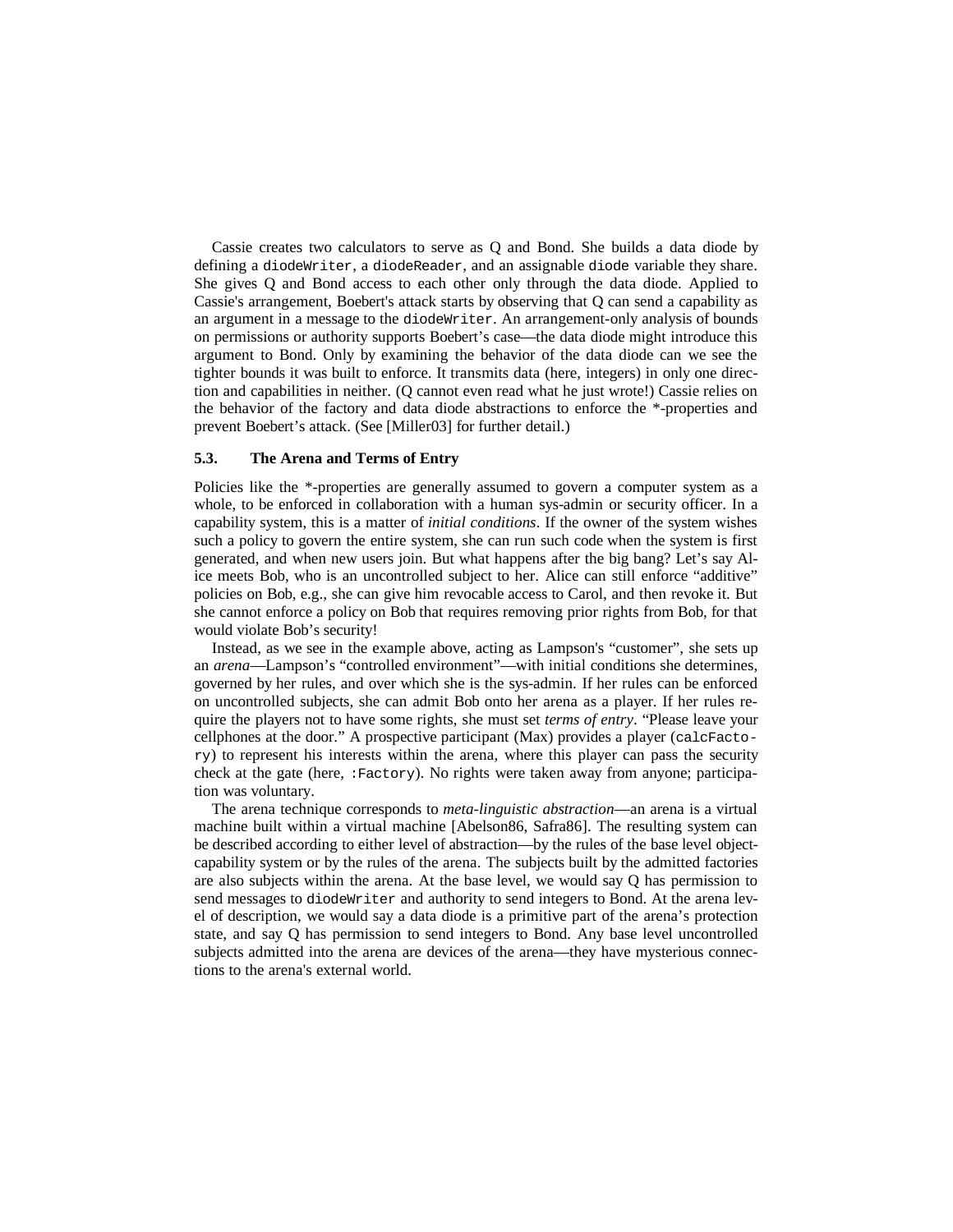Cassie creates two calculators to serve as Q and Bond. She builds a data diode by defining a `diodeWriter`, a `diodeReader`, and an assignable `diode` variable they share. She gives Q and Bond access to each other only through the data diode. Applied to Cassie's arrangement, Boebert's attack starts by observing that Q can send a capability as an argument in a message to the `diodeWriter`. An arrangement-only analysis of bounds on permissions or authority supports Boebert's case—the data diode might introduce this argument to Bond. Only by examining the behavior of the data diode can we see the tighter bounds it was built to enforce. It transmits data (here, integers) in only one direction and capabilities in neither. (Q cannot even read what he just wrote!) Cassie relies on the behavior of the factory and data diode abstractions to enforce the *-properties and prevent Boebert's attack. (See [Miller03] for further detail.)

### 5.3. The Arena and Terms of Entry

Policies like the *-properties are generally assumed to govern a computer system as a whole, to be enforced in collaboration with a human sys-admin or security officer. In a capability system, this is a matter of *initial conditions*. If the owner of the system wishes such a policy to govern the entire system, she can run such code when the system is first generated, and when new users join. But what happens after the big bang? Let's say Alice meets Bob, who is an uncontrolled subject to her. Alice can still enforce "additive" policies on Bob, e.g., she can give him revocable access to Carol, and then revoke it. But she cannot enforce a policy on Bob that requires removing prior rights from Bob, for that would violate Bob's security!

Instead, as we see in the example above, acting as Lampson's "customer", she sets up an *arena*—Lampson's "controlled environment"—with initial conditions she determines, governed by her rules, and over which she is the sys-admin. If her rules can be enforced on uncontrolled subjects, she can admit Bob onto her arena as a player. If her rules require the players not to have some rights, she must set *terms of entry*. "Please leave your cellphones at the door." A prospective participant (Max) provides a player (`calcFactory`) to represent his interests within the arena, where this player can pass the security check at the gate (here, `:Factory`). No rights were taken away from anyone; participation was voluntary.

The arena technique corresponds to *meta-linguistic abstraction*—an arena is a virtual machine built within a virtual machine [Abelson86, Safra86]. The resulting system can be described according to either level of abstraction—by the rules of the base level object-capability system or by the rules of the arena. The subjects built by the admitted factories are also subjects within the arena. At the base level, we would say Q has permission to send messages to `diodeWriter` and authority to send integers to Bond. At the arena level of description, we would say a data diode is a primitive part of the arena's protection state, and say Q has permission to send integers to Bond. Any base level uncontrolled subjects admitted into the arena are devices of the arena—they have mysterious connections to the arena's external world.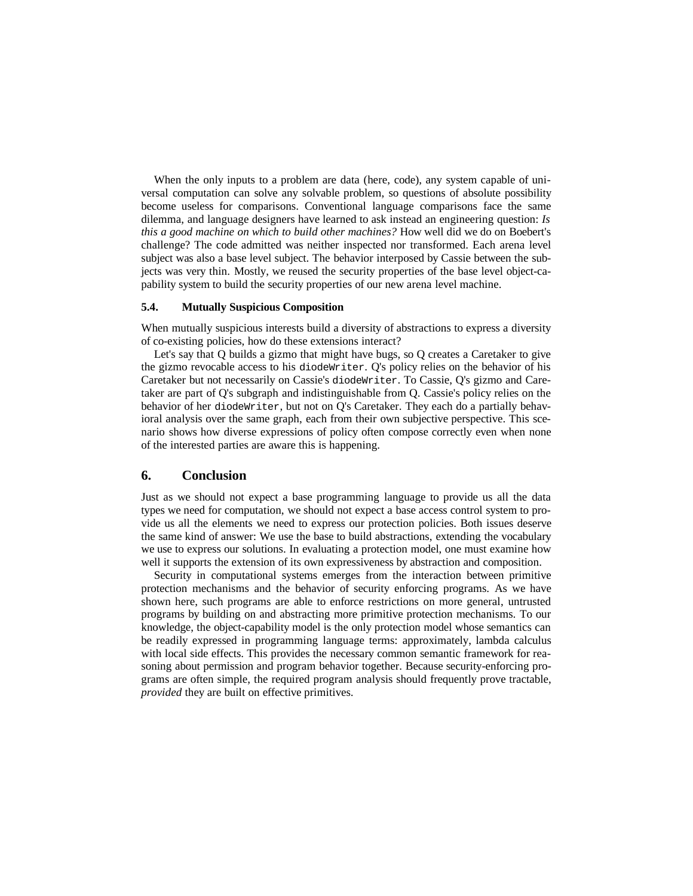When the only inputs to a problem are data (here, code), any system capable of universal computation can solve any solvable problem, so questions of absolute possibility become useless for comparisons. Conventional language comparisons face the same dilemma, and language designers have learned to ask instead an engineering question: *Is this a good machine on which to build other machines?* How well did we do on Boebert's challenge? The code admitted was neither inspected nor transformed. Each arena level subject was also a base level subject. The behavior interposed by Cassie between the subjects was very thin. Mostly, we reused the security properties of the base level object-capability system to build the security properties of our new arena level machine.

### 5.4. Mutually Suspicious Composition

When mutually suspicious interests build a diversity of abstractions to express a diversity of co-existing policies, how do these extensions interact?

Let's say that Q builds a gizmo that might have bugs, so Q creates a Caretaker to give the gizmo revocable access to his `diodeWriter`. Q's policy relies on the behavior of his Caretaker but not necessarily on Cassie's `diodeWriter`. To Cassie, Q's gizmo and Caretaker are part of Q's subgraph and indistinguishable from Q. Cassie's policy relies on the behavior of her `diodeWriter`, but not on Q's Caretaker. They each do a partially behavioral analysis over the same graph, each from their own subjective perspective. This scenario shows how diverse expressions of policy often compose correctly even when none of the interested parties are aware this is happening.

## 6. Conclusion

Just as we should not expect a base programming language to provide us all the data types we need for computation, we should not expect a base access control system to provide us all the elements we need to express our protection policies. Both issues deserve the same kind of answer: We use the base to build abstractions, extending the vocabulary we use to express our solutions. In evaluating a protection model, one must examine how well it supports the extension of its own expressiveness by abstraction and composition.

Security in computational systems emerges from the interaction between primitive protection mechanisms and the behavior of security enforcing programs. As we have shown here, such programs are able to enforce restrictions on more general, untrusted programs by building on and abstracting more primitive protection mechanisms. To our knowledge, the object-capability model is the only protection model whose semantics can be readily expressed in programming language terms: approximately, lambda calculus with local side effects. This provides the necessary common semantic framework for reasoning about permission and program behavior together. Because security-enforcing programs are often simple, the required program analysis should frequently prove tractable, *provided* they are built on effective primitives.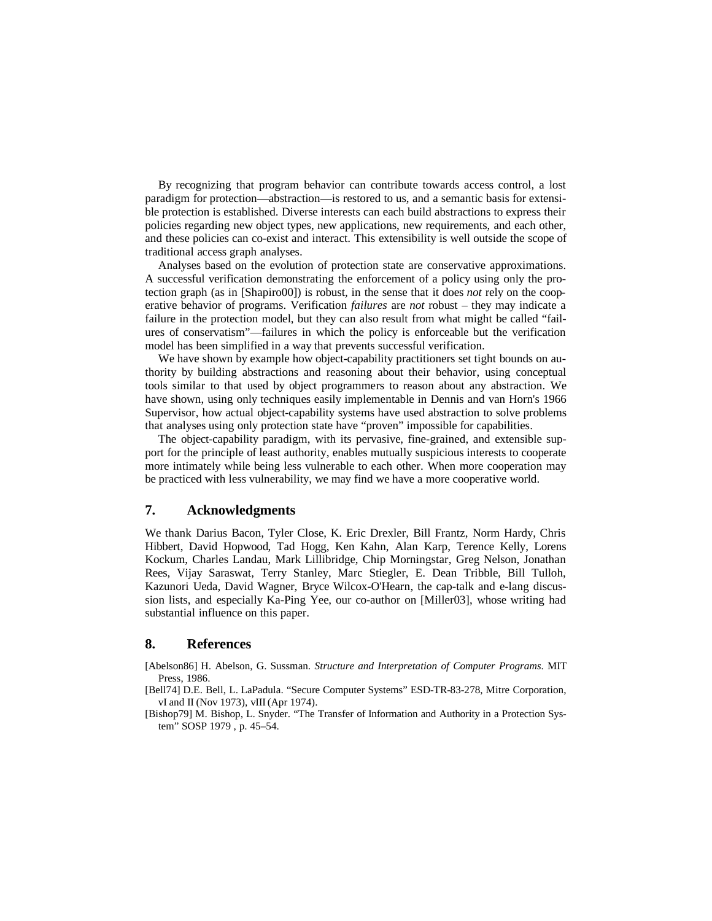By recognizing that program behavior can contribute towards access control, a lost paradigm for protection—abstraction—is restored to us, and a semantic basis for extensible protection is established. Diverse interests can each build abstractions to express their policies regarding new object types, new applications, new requirements, and each other, and these policies can co-exist and interact. This extensibility is well outside the scope of traditional access graph analyses.

Analyses based on the evolution of protection state are conservative approximations. A successful verification demonstrating the enforcement of a policy using only the protection graph (as in [Shapiro00]) is robust, in the sense that it does *not* rely on the cooperative behavior of programs. Verification *failures* are *not* robust – they may indicate a failure in the protection model, but they can also result from what might be called "failures of conservatism"—failures in which the policy is enforceable but the verification model has been simplified in a way that prevents successful verification.

We have shown by example how object-capability practitioners set tight bounds on authority by building abstractions and reasoning about their behavior, using conceptual tools similar to that used by object programmers to reason about any abstraction. We have shown, using only techniques easily implementable in Dennis and van Horn's 1966 Supervisor, how actual object-capability systems have used abstraction to solve problems that analyses using only protection state have "proven" impossible for capabilities.

The object-capability paradigm, with its pervasive, fine-grained, and extensible support for the principle of least authority, enables mutually suspicious interests to cooperate more intimately while being less vulnerable to each other. When more cooperation may be practiced with less vulnerability, we may find we have a more cooperative world.

## 7. Acknowledgments

We thank Darius Bacon, Tyler Close, K. Eric Drexler, Bill Frantz, Norm Hardy, Chris Hibbert, David Hopwood, Tad Hogg, Ken Kahn, Alan Karp, Terence Kelly, Lorens Kockum, Charles Landau, Mark Lillibridge, Chip Morningstar, Greg Nelson, Jonathan Rees, Vijay Saraswat, Terry Stanley, Marc Stiegler, E. Dean Tribble, Bill Tulloh, Kazunori Ueda, David Wagner, Bryce Wilcox-O'Hearn, the cap-talk and e-lang discussion lists, and especially Ka-Ping Yee, our co-author on [Miller03], whose writing had substantial influence on this paper.

## 8. References

[Abelson86] H. Abelson, G. Sussman. *Structure and Interpretation of Computer Programs*. MIT Press, 1986.

[Bell74] D.E. Bell, L. LaPadula. "Secure Computer Systems" ESD-TR-83-278, Mitre Corporation, vI and II (Nov 1973), vIII (Apr 1974).

[Bishop79] M. Bishop, L. Snyder. "The Transfer of Information and Authority in a Protection System" SOSP 1979 , p. 45–54.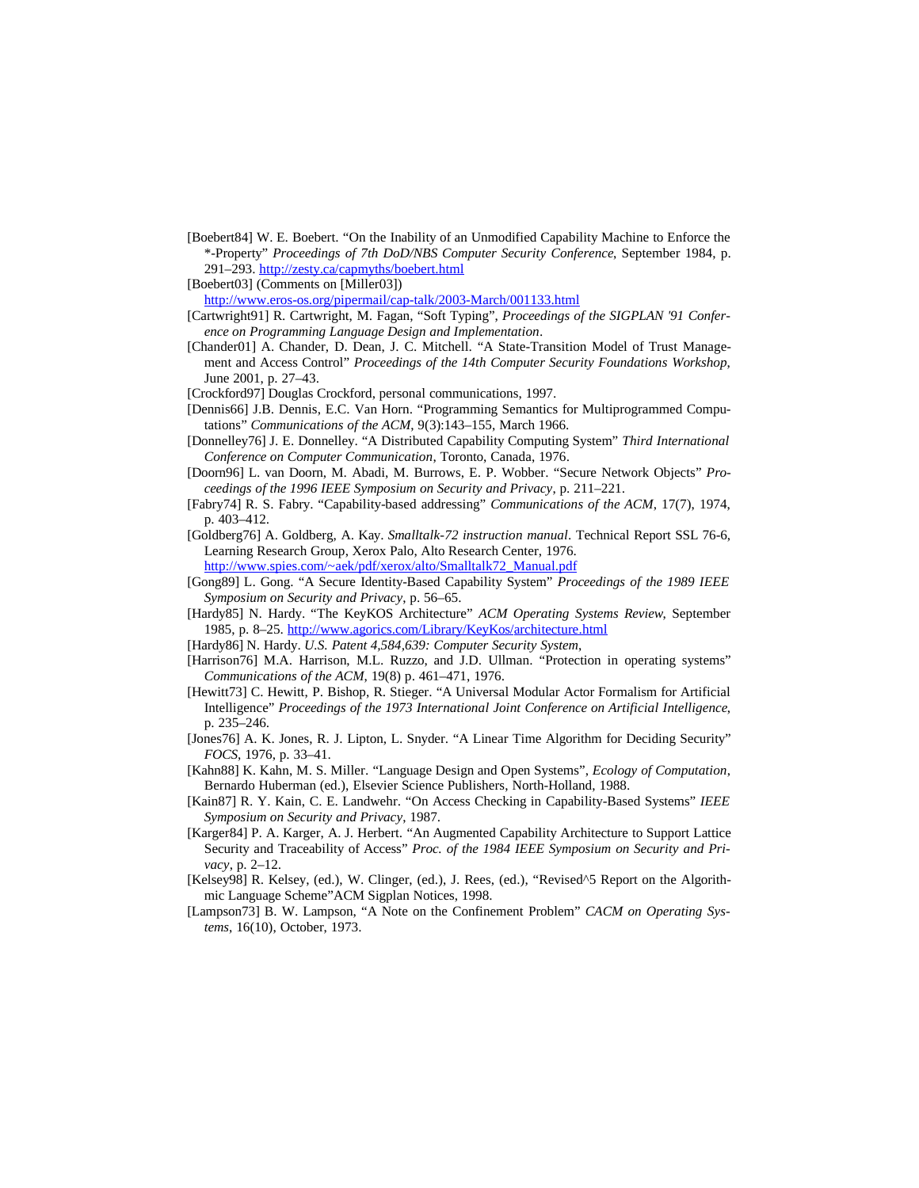[Boebert84] W. E. Boebert. "On the Inability of an Unmodified Capability Machine to Enforce the *-Property" *Proceedings of 7th DoD/NBS Computer Security Conference*, September 1984, p. 291–293. http://zesty.ca/capmyths/boebert.html

[Boebert03] (Comments on [Miller03]) http://www.eros-os.org/pipermail/cap-talk/2003-March/001133.html

[Cartwright91] R. Cartwright, M. Fagan, "Soft Typing", *Proceedings of the SIGPLAN '91 Conference on Programming Language Design and Implementation*.

[Chander01] A. Chander, D. Dean, J. C. Mitchell. "A State-Transition Model of Trust Management and Access Control" *Proceedings of the 14th Computer Security Foundations Workshop*, June 2001, p. 27–43.

[Crockford97] Douglas Crockford, personal communications, 1997.

[Dennis66] J.B. Dennis, E.C. Van Horn. "Programming Semantics for Multiprogrammed Computations" *Communications of the ACM*, 9(3):143–155, March 1966.

[Donnelley76] J. E. Donnelley. "A Distributed Capability Computing System" *Third International Conference on Computer Communication*, Toronto, Canada, 1976.

[Doorn96] L. van Doorn, M. Abadi, M. Burrows, E. P. Wobber. "Secure Network Objects" *Proceedings of the 1996 IEEE Symposium on Security and Privacy*, p. 211–221.

[Fabry74] R. S. Fabry. "Capability-based addressing" *Communications of the ACM*, 17(7), 1974, p. 403–412.

[Goldberg76] A. Goldberg, A. Kay. *Smalltalk-72 instruction manual*. Technical Report SSL 76-6, Learning Research Group, Xerox Palo, Alto Research Center, 1976. http://www.spies.com/~aek/pdf/xerox/alto/Smalltalk72_Manual.pdf

[Gong89] L. Gong. "A Secure Identity-Based Capability System" *Proceedings of the 1989 IEEE Symposium on Security and Privacy*, p. 56–65.

[Hardy85] N. Hardy. "The KeyKOS Architecture" *ACM Operating Systems Review*, September 1985, p. 8–25. http://www.agorics.com/Library/KeyKos/architecture.html

[Hardy86] N. Hardy. *U.S. Patent 4,584,639: Computer Security System*,

[Harrison76] M.A. Harrison, M.L. Ruzzo, and J.D. Ullman. "Protection in operating systems" *Communications of the ACM*, 19(8) p. 461–471, 1976.

[Hewitt73] C. Hewitt, P. Bishop, R. Stieger. "A Universal Modular Actor Formalism for Artificial Intelligence" *Proceedings of the 1973 International Joint Conference on Artificial Intelligence*, p. 235–246.

[Jones76] A. K. Jones, R. J. Lipton, L. Snyder. "A Linear Time Algorithm for Deciding Security" *FOCS*, 1976, p. 33–41.

[Kahn88] K. Kahn, M. S. Miller. "Language Design and Open Systems", *Ecology of Computation*, Bernardo Huberman (ed.), Elsevier Science Publishers, North-Holland, 1988.

[Kain87] R. Y. Kain, C. E. Landwehr. "On Access Checking in Capability-Based Systems" *IEEE Symposium on Security and Privacy*, 1987.

[Karger84] P. A. Karger, A. J. Herbert. "An Augmented Capability Architecture to Support Lattice Security and Traceability of Access" *Proc. of the 1984 IEEE Symposium on Security and Privacy*, p. 2–12.

[Kelsey98] R. Kelsey, (ed.), W. Clinger, (ed.), J. Rees, (ed.), "Revised^5 Report on the Algorithmic Language Scheme"ACM Sigplan Notices, 1998.

[Lampson73] B. W. Lampson, "A Note on the Confinement Problem" *CACM on Operating Systems*, 16(10), October, 1973.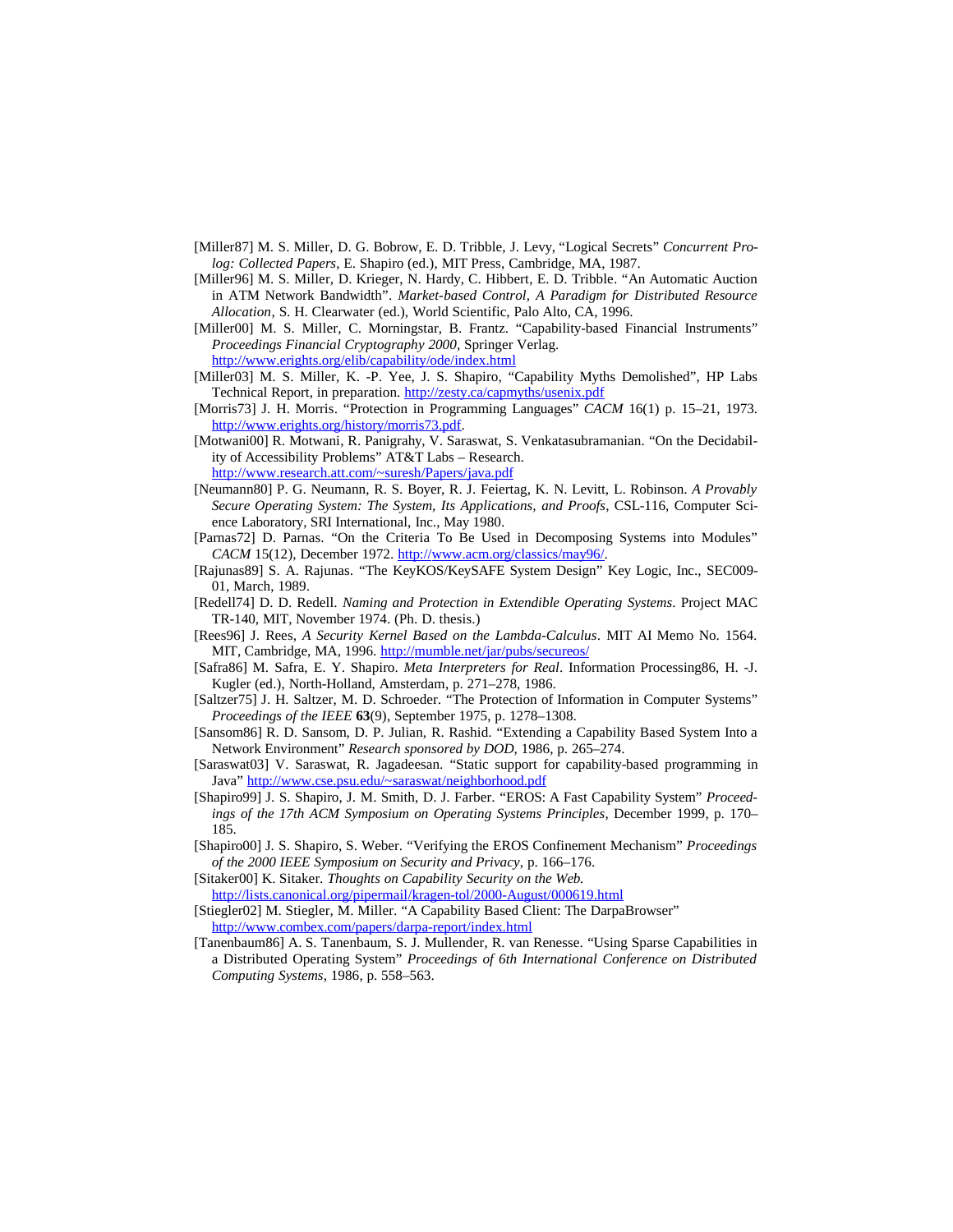[Miller87] M. S. Miller, D. G. Bobrow, E. D. Tribble, J. Levy, "Logical Secrets" *Concurrent Prolog: Collected Papers*, E. Shapiro (ed.), MIT Press, Cambridge, MA, 1987.

[Miller96] M. S. Miller, D. Krieger, N. Hardy, C. Hibbert, E. D. Tribble. "An Automatic Auction in ATM Network Bandwidth". *Market-based Control, A Paradigm for Distributed Resource Allocation*, S. H. Clearwater (ed.), World Scientific, Palo Alto, CA, 1996.

[Miller00] M. S. Miller, C. Morningstar, B. Frantz. "Capability-based Financial Instruments" *Proceedings Financial Cryptography 2000*, Springer Verlag. http://www.erights.org/elib/capability/ode/index.html

[Miller03] M. S. Miller, K. -P. Yee, J. S. Shapiro, "Capability Myths Demolished", HP Labs Technical Report, in preparation. http://zesty.ca/capmyths/usenix.pdf

[Morris73] J. H. Morris. "Protection in Programming Languages" *CACM* 16(1) p. 15–21, 1973. http://www.erights.org/history/morris73.pdf.

[Motwani00] R. Motwani, R. Panigrahy, V. Saraswat, S. Venkatasubramanian. "On the Decidability of Accessibility Problems" AT&T Labs – Research. http://www.research.att.com/~suresh/Papers/java.pdf

[Neumann80] P. G. Neumann, R. S. Boyer, R. J. Feiertag, K. N. Levitt, L. Robinson. *A Provably Secure Operating System: The System, Its Applications, and Proofs*, CSL-116, Computer Science Laboratory, SRI International, Inc., May 1980.

[Parnas72] D. Parnas. "On the Criteria To Be Used in Decomposing Systems into Modules" *CACM* 15(12), December 1972. http://www.acm.org/classics/may96/.

[Rajunas89] S. A. Rajunas. "The KeyKOS/KeySAFE System Design" Key Logic, Inc., SEC009-01, March, 1989.

[Redell74] D. D. Redell. *Naming and Protection in Extendible Operating Systems*. Project MAC TR-140, MIT, November 1974. (Ph. D. thesis.)

[Rees96] J. Rees, *A Security Kernel Based on the Lambda-Calculus*. MIT AI Memo No. 1564. MIT, Cambridge, MA, 1996. http://mumble.net/jar/pubs/secureos/

[Safra86] M. Safra, E. Y. Shapiro. *Meta Interpreters for Real*. Information Processing86, H. -J. Kugler (ed.), North-Holland, Amsterdam, p. 271–278, 1986.

[Saltzer75] J. H. Saltzer, M. D. Schroeder. "The Protection of Information in Computer Systems" *Proceedings of the IEEE* **63**(9), September 1975, p. 1278–1308.

[Sansom86] R. D. Sansom, D. P. Julian, R. Rashid. "Extending a Capability Based System Into a Network Environment" *Research sponsored by DOD*, 1986, p. 265–274.

[Saraswat03] V. Saraswat, R. Jagadeesan. "Static support for capability-based programming in Java" http://www.cse.psu.edu/~saraswat/neighborhood.pdf

[Shapiro99] J. S. Shapiro, J. M. Smith, D. J. Farber. "EROS: A Fast Capability System" *Proceedings of the 17th ACM Symposium on Operating Systems Principles*, December 1999, p. 170–185.

[Shapiro00] J. S. Shapiro, S. Weber. "Verifying the EROS Confinement Mechanism" *Proceedings of the 2000 IEEE Symposium on Security and Privacy*, p. 166–176.

[Sitaker00] K. Sitaker. *Thoughts on Capability Security on the Web.* http://lists.canonical.org/pipermail/kragen-tol/2000-August/000619.html

[Stiegler02] M. Stiegler, M. Miller. "A Capability Based Client: The DarpaBrowser" http://www.combex.com/papers/darpa-report/index.html

[Tanenbaum86] A. S. Tanenbaum, S. J. Mullender, R. van Renesse. "Using Sparse Capabilities in a Distributed Operating System" *Proceedings of 6th International Conference on Distributed Computing Systems*, 1986, p. 558–563.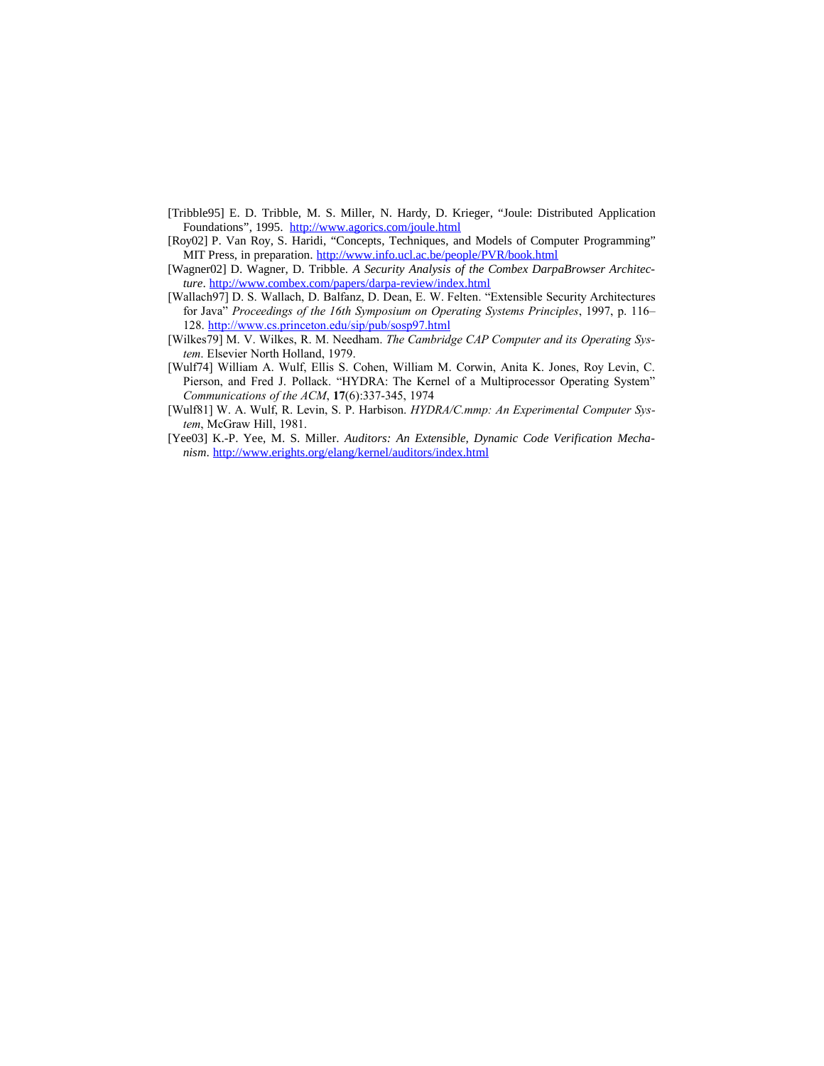[Tribble95] E. D. Tribble, M. S. Miller, N. Hardy, D. Krieger, "Joule: Distributed Application Foundations", 1995. http://www.agorics.com/joule.html

[Roy02] P. Van Roy, S. Haridi, "Concepts, Techniques, and Models of Computer Programming" MIT Press, in preparation. http://www.info.ucl.ac.be/people/PVR/book.html

[Wagner02] D. Wagner, D. Tribble. *A Security Analysis of the Combex DarpaBrowser Architecture*. http://www.combex.com/papers/darpa-review/index.html

[Wallach97] D. S. Wallach, D. Balfanz, D. Dean, E. W. Felten. "Extensible Security Architectures for Java" *Proceedings of the 16th Symposium on Operating Systems Principles*, 1997, p. 116–128. http://www.cs.princeton.edu/sip/pub/sosp97.html

[Wilkes79] M. V. Wilkes, R. M. Needham. *The Cambridge CAP Computer and its Operating System*. Elsevier North Holland, 1979.

[Wulf74] William A. Wulf, Ellis S. Cohen, William M. Corwin, Anita K. Jones, Roy Levin, C. Pierson, and Fred J. Pollack. "HYDRA: The Kernel of a Multiprocessor Operating System" *Communications of the ACM*, **17**(6):337-345, 1974

[Wulf81] W. A. Wulf, R. Levin, S. P. Harbison. *HYDRA/C.mmp: An Experimental Computer System*, McGraw Hill, 1981.

[Yee03] K.-P. Yee, M. S. Miller. *Auditors: An Extensible, Dynamic Code Verification Mechanism*. http://www.erights.org/elang/kernel/auditors/index.html